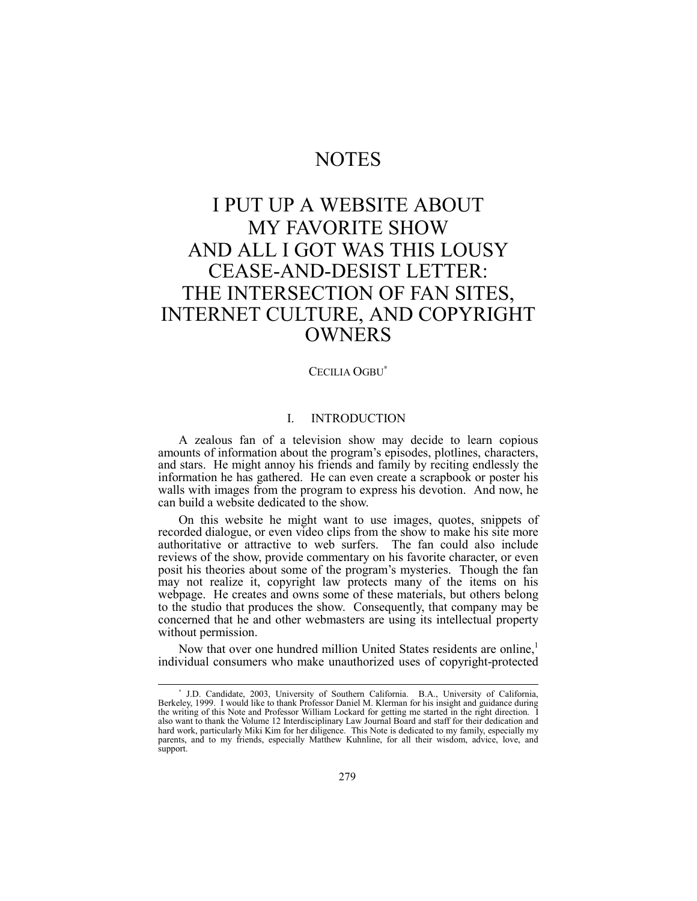# NOTES

# I PUT UP A WEBSITE ABOUT MY FAVORITE SHOW AND ALL I GOT WAS THIS LOUSY CEASE-AND-DESIST LETTER: THE INTERSECTION OF FAN SITES, INTERNET CULTURE, AND COPYRIGHT OWNERS

CECILIA OGBU[*]

## I. INTRODUCTION

A zealous fan of a television show may decide to learn copious amounts of information about the program's episodes, plotlines, characters, and stars. He might annoy his friends and family by reciting endlessly the information he has gathered. He can even create a scrapbook or poster his walls with images from the program to express his devotion. And now, he can build a website dedicated to the show.

On this website he might want to use images, quotes, snippets of recorded dialogue, or even video clips from the show to make his site more authoritative or attractive to web surfers. The fan could also include reviews of the show, provide commentary on his favorite character, or even posit his theories about some of the program's mysteries. Though the fan may not realize it, copyright law protects many of the items on his webpage. He creates and owns some of these materials, but others belong to the studio that produces the show. Consequently, that company may be concerned that he and other webmasters are using its intellectual property without permission.

Now that over one hundred million United States residents are online,[1] individual consumers who make unauthorized uses of copyright-protected

---

[*] J.D. Candidate, 2003, University of Southern California. B.A., University of California, Berkeley, 1999. I would like to thank Professor Daniel M. Klerman for his insight and guidance during the writing of this Note and Professor William Lockard for getting me started in the right direction. I also want to thank the Volume 12 Interdisciplinary Law Journal Board and staff for their dedication and hard work, particularly Miki Kim for her diligence. This Note is dedicated to my family, especially my parents, and to my friends, especially Matthew Kuhnline, for all their wisdom, advice, love, and support.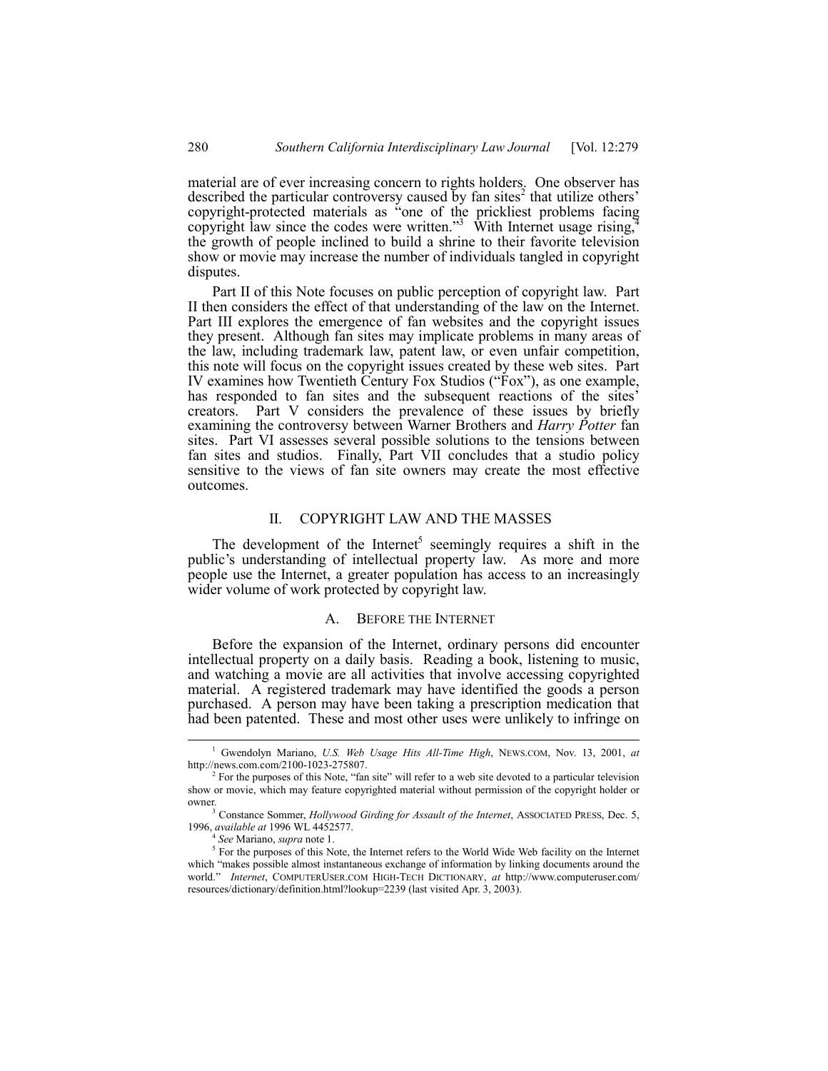material are of ever increasing concern to rights holders. One observer has described the particular controversy caused by fan sites[2] that utilize others' copyright-protected materials as "one of the prickliest problems facing copyright law since the codes were written."[3] With Internet usage rising,[4] the growth of people inclined to build a shrine to their favorite television show or movie may increase the number of individuals tangled in copyright disputes.

Part II of this Note focuses on public perception of copyright law. Part II then considers the effect of that understanding of the law on the Internet. Part III explores the emergence of fan websites and the copyright issues they present. Although fan sites may implicate problems in many areas of the law, including trademark law, patent law, or even unfair competition, this note will focus on the copyright issues created by these web sites. Part IV examines how Twentieth Century Fox Studios ("Fox"), as one example, has responded to fan sites and the subsequent reactions of the sites' creators. Part V considers the prevalence of these issues by briefly examining the controversy between Warner Brothers and *Harry Potter* fan sites. Part VI assesses several possible solutions to the tensions between fan sites and studios. Finally, Part VII concludes that a studio policy sensitive to the views of fan site owners may create the most effective outcomes.

## II. COPYRIGHT LAW AND THE MASSES

The development of the Internet[5] seemingly requires a shift in the public's understanding of intellectual property law. As more and more people use the Internet, a greater population has access to an increasingly wider volume of work protected by copyright law.

### A. BEFORE THE INTERNET

Before the expansion of the Internet, ordinary persons did encounter intellectual property on a daily basis. Reading a book, listening to music, and watching a movie are all activities that involve accessing copyrighted material. A registered trademark may have identified the goods a person purchased. A person may have been taking a prescription medication that had been patented. These and most other uses were unlikely to infringe on

---

[1] Gwendolyn Mariano, *U.S. Web Usage Hits All-Time High*, NEWS.COM, Nov. 13, 2001, *at* http://news.com.com/2100-1023-275807.

[2] For the purposes of this Note, "fan site" will refer to a web site devoted to a particular television show or movie, which may feature copyrighted material without permission of the copyright holder or owner.

[3] Constance Sommer, *Hollywood Girding for Assault of the Internet*, ASSOCIATED PRESS, Dec. 5, 1996, *available at* 1996 WL 4452577.

[4] *See* Mariano, *supra* note 1.

[5] For the purposes of this Note, the Internet refers to the World Wide Web facility on the Internet which "makes possible almost instantaneous exchange of information by linking documents around the world." *Internet*, COMPUTERUSER.COM HIGH-TECH DICTIONARY, *at* http://www.computeruser.com/resources/dictionary/definition.html?lookup=2239 (last visited Apr. 3, 2003).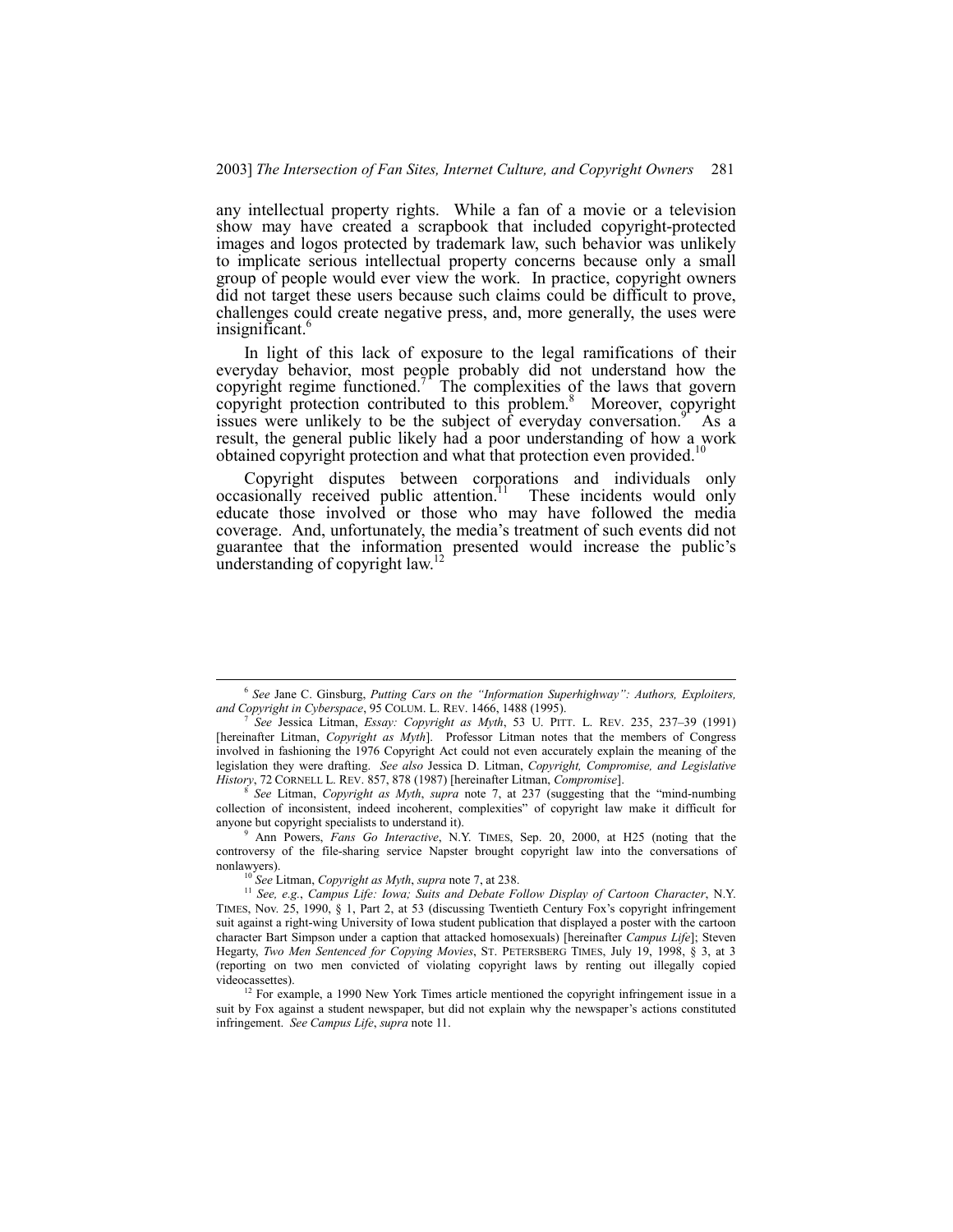any intellectual property rights. While a fan of a movie or a television show may have created a scrapbook that included copyright-protected images and logos protected by trademark law, such behavior was unlikely to implicate serious intellectual property concerns because only a small group of people would ever view the work. In practice, copyright owners did not target these users because such claims could be difficult to prove, challenges could create negative press, and, more generally, the uses were insignificant.[6]

In light of this lack of exposure to the legal ramifications of their everyday behavior, most people probably did not understand how the copyright regime functioned.[7] The complexities of the laws that govern copyright protection contributed to this problem.[8] Moreover, copyright issues were unlikely to be the subject of everyday conversation.[9] As a result, the general public likely had a poor understanding of how a work obtained copyright protection and what that protection even provided.[10]

Copyright disputes between corporations and individuals only occasionally received public attention.[11] These incidents would only educate those involved or those who may have followed the media coverage. And, unfortunately, the media's treatment of such events did not guarantee that the information presented would increase the public's understanding of copyright law.[12]

---

[6] *See* Jane C. Ginsburg, *Putting Cars on the "Information Superhighway": Authors, Exploiters, and Copyright in Cyberspace*, 95 COLUM. L. REV. 1466, 1488 (1995).

[7] *See* Jessica Litman, *Essay: Copyright as Myth*, 53 U. PITT. L. REV. 235, 237–39 (1991) [hereinafter Litman, *Copyright as Myth*]. Professor Litman notes that the members of Congress involved in fashioning the 1976 Copyright Act could not even accurately explain the meaning of the legislation they were drafting. *See also* Jessica D. Litman, *Copyright, Compromise, and Legislative History*, 72 CORNELL L. REV. 857, 878 (1987) [hereinafter Litman, *Compromise*].

[8] *See* Litman, *Copyright as Myth*, *supra* note 7, at 237 (suggesting that the "mind-numbing collection of inconsistent, indeed incoherent, complexities" of copyright law make it difficult for anyone but copyright specialists to understand it).

[9] Ann Powers, *Fans Go Interactive*, N.Y. TIMES, Sep. 20, 2000, at H25 (noting that the controversy of the file-sharing service Napster brought copyright law into the conversations of nonlawyers).

[10] *See* Litman, *Copyright as Myth*, *supra* note 7, at 238.

[11] *See, e.g.*, *Campus Life: Iowa; Suits and Debate Follow Display of Cartoon Character*, N.Y. TIMES, Nov. 25, 1990, § 1, Part 2, at 53 (discussing Twentieth Century Fox's copyright infringement suit against a right-wing University of Iowa student publication that displayed a poster with the cartoon character Bart Simpson under a caption that attacked homosexuals) [hereinafter *Campus Life*]; Steven Hegarty, *Two Men Sentenced for Copying Movies*, ST. PETERSBERG TIMES, July 19, 1998, § 3, at 3 (reporting on two men convicted of violating copyright laws by renting out illegally copied videocassettes).

[12] For example, a 1990 New York Times article mentioned the copyright infringement issue in a suit by Fox against a student newspaper, but did not explain why the newspaper's actions constituted infringement. *See Campus Life*, *supra* note 11.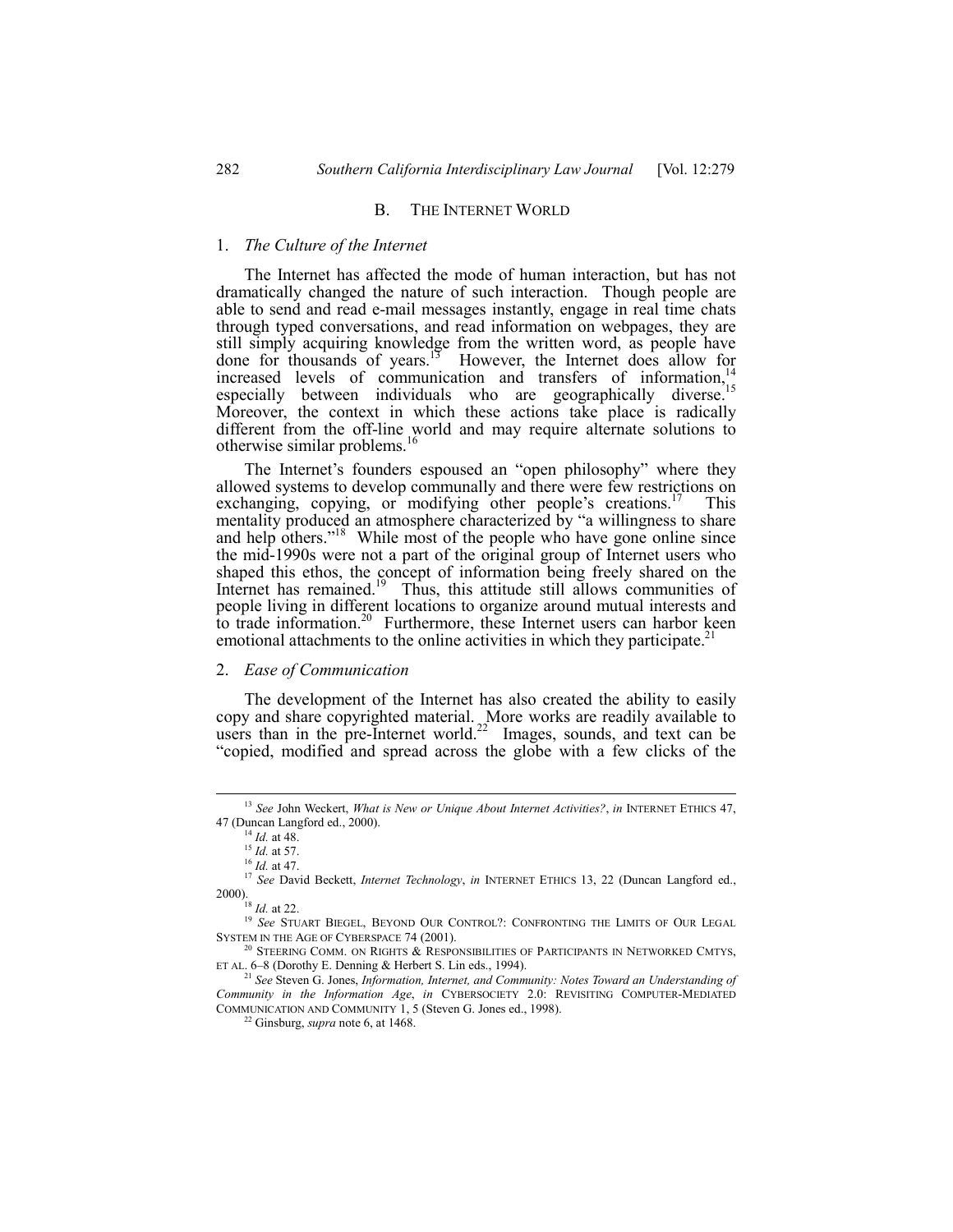## B. THE INTERNET WORLD

### 1. *The Culture of the Internet*

The Internet has affected the mode of human interaction, but has not dramatically changed the nature of such interaction. Though people are able to send and read e-mail messages instantly, engage in real time chats through typed conversations, and read information on webpages, they are still simply acquiring knowledge from the written word, as people have done for thousands of years.[13] However, the Internet does allow for increased levels of communication and transfers of information,[14] especially between individuals who are geographically diverse.[15] Moreover, the context in which these actions take place is radically different from the off-line world and may require alternate solutions to otherwise similar problems.[16]

The Internet's founders espoused an "open philosophy" where they allowed systems to develop communally and there were few restrictions on exchanging, copying, or modifying other people's creations.[17] This mentality produced an atmosphere characterized by "a willingness to share and help others."[18] While most of the people who have gone online since the mid-1990s were not a part of the original group of Internet users who shaped this ethos, the concept of information being freely shared on the Internet has remained.[19] Thus, this attitude still allows communities of people living in different locations to organize around mutual interests and to trade information.[20] Furthermore, these Internet users can harbor keen emotional attachments to the online activities in which they participate.[21]

### 2. *Ease of Communication*

The development of the Internet has also created the ability to easily copy and share copyrighted material. More works are readily available to users than in the pre-Internet world.[22] Images, sounds, and text can be "copied, modified and spread across the globe with a few clicks of the

---

[13] *See* John Weckert, *What is New or Unique About Internet Activities?*, *in* INTERNET ETHICS 47, 47 (Duncan Langford ed., 2000).

[14] *Id.* at 48.

[15] *Id.* at 57.

[16] *Id.* at 47.

[17] *See* David Beckett, *Internet Technology*, *in* INTERNET ETHICS 13, 22 (Duncan Langford ed., 2000).

[18] *Id.* at 22.

[19] *See* STUART BIEGEL, BEYOND OUR CONTROL?: CONFRONTING THE LIMITS OF OUR LEGAL SYSTEM IN THE AGE OF CYBERSPACE 74 (2001).

[20] STEERING COMM. ON RIGHTS & RESPONSIBILITIES OF PARTICIPANTS IN NETWORKED CMTYS, ET AL. 6–8 (Dorothy E. Denning & Herbert S. Lin eds., 1994).

[21] *See* Steven G. Jones, *Information, Internet, and Community: Notes Toward an Understanding of Community in the Information Age*, *in* CYBERSOCIETY 2.0: REVISITING COMPUTER-MEDIATED COMMUNICATION AND COMMUNITY 1, 5 (Steven G. Jones ed., 1998).

[22] Ginsburg, *supra* note 6, at 1468.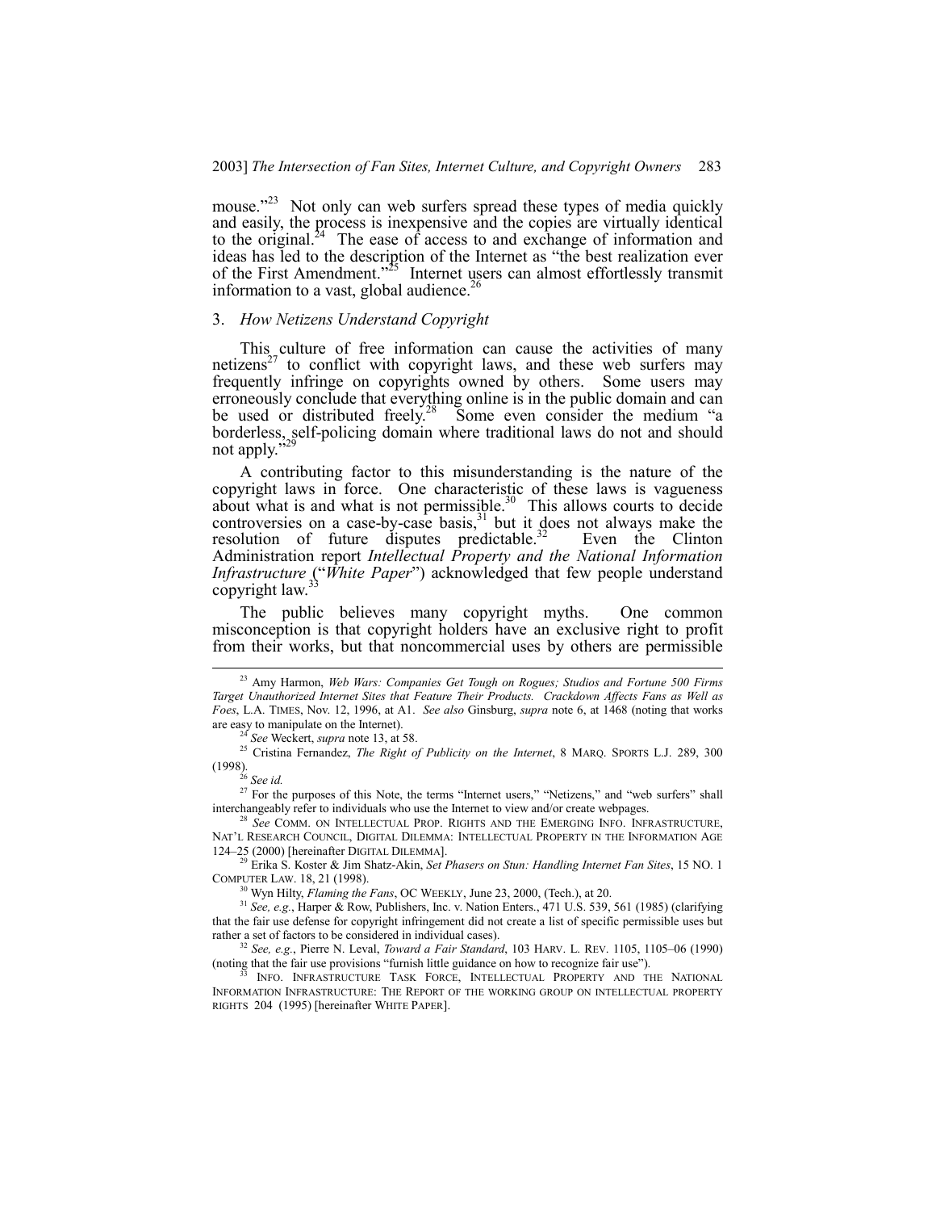mouse."[23] Not only can web surfers spread these types of media quickly and easily, the process is inexpensive and the copies are virtually identical to the original.[24] The ease of access to and exchange of information and ideas has led to the description of the Internet as "the best realization ever of the First Amendment."[25] Internet users can almost effortlessly transmit information to a vast, global audience.[26]

### 3. *How Netizens Understand Copyright*

This culture of free information can cause the activities of many netizens[27] to conflict with copyright laws, and these web surfers may frequently infringe on copyrights owned by others. Some users may erroneously conclude that everything online is in the public domain and can be used or distributed freely.[28] Some even consider the medium "a borderless, self-policing domain where traditional laws do not and should not apply."[29]

A contributing factor to this misunderstanding is the nature of the copyright laws in force. One characteristic of these laws is vagueness about what is and what is not permissible.[30] This allows courts to decide controversies on a case-by-case basis,[31] but it does not always make the resolution of future disputes predictable.[32] Even the Clinton Administration report *Intellectual Property and the National Information Infrastructure* ("*White Paper*") acknowledged that few people understand copyright law.[33]

The public believes many copyright myths. One common misconception is that copyright holders have an exclusive right to profit from their works, but that noncommercial uses by others are permissible

---

[23] Amy Harmon, *Web Wars: Companies Get Tough on Rogues; Studios and Fortune 500 Firms Target Unauthorized Internet Sites that Feature Their Products. Crackdown Affects Fans as Well as Foes*, L.A. TIMES, Nov. 12, 1996, at A1. *See also* Ginsburg, *supra* note 6, at 1468 (noting that works are easy to manipulate on the Internet).

[24] *See* Weckert, *supra* note 13, at 58.

[25] Cristina Fernandez, *The Right of Publicity on the Internet*, 8 MARQ. SPORTS L.J. 289, 300 (1998).

[26] *See id.*

[27] For the purposes of this Note, the terms "Internet users," "Netizens," and "web surfers" shall interchangeably refer to individuals who use the Internet to view and/or create webpages.

[28] *See* COMM. ON INTELLECTUAL PROP. RIGHTS AND THE EMERGING INFO. INFRASTRUCTURE, NAT'L RESEARCH COUNCIL, DIGITAL DILEMMA: INTELLECTUAL PROPERTY IN THE INFORMATION AGE 124–25 (2000) [hereinafter DIGITAL DILEMMA].

[29] Erika S. Koster & Jim Shatz-Akin, *Set Phasers on Stun: Handling Internet Fan Sites*, 15 NO. 1 COMPUTER LAW. 18, 21 (1998).

[30] Wyn Hilty, *Flaming the Fans*, OC WEEKLY, June 23, 2000, (Tech.), at 20.

[31] *See, e.g.*, Harper & Row, Publishers, Inc. v. Nation Enters., 471 U.S. 539, 561 (1985) (clarifying that the fair use defense for copyright infringement did not create a list of specific permissible uses but rather a set of factors to be considered in individual cases).

[32] *See, e.g.*, Pierre N. Leval, *Toward a Fair Standard*, 103 HARV. L. REV. 1105, 1105–06 (1990) (noting that the fair use provisions "furnish little guidance on how to recognize fair use").

[33] INFO. INFRASTRUCTURE TASK FORCE, INTELLECTUAL PROPERTY AND THE NATIONAL INFORMATION INFRASTRUCTURE: THE REPORT OF THE WORKING GROUP ON INTELLECTUAL PROPERTY RIGHTS 204 (1995) [hereinafter WHITE PAPER].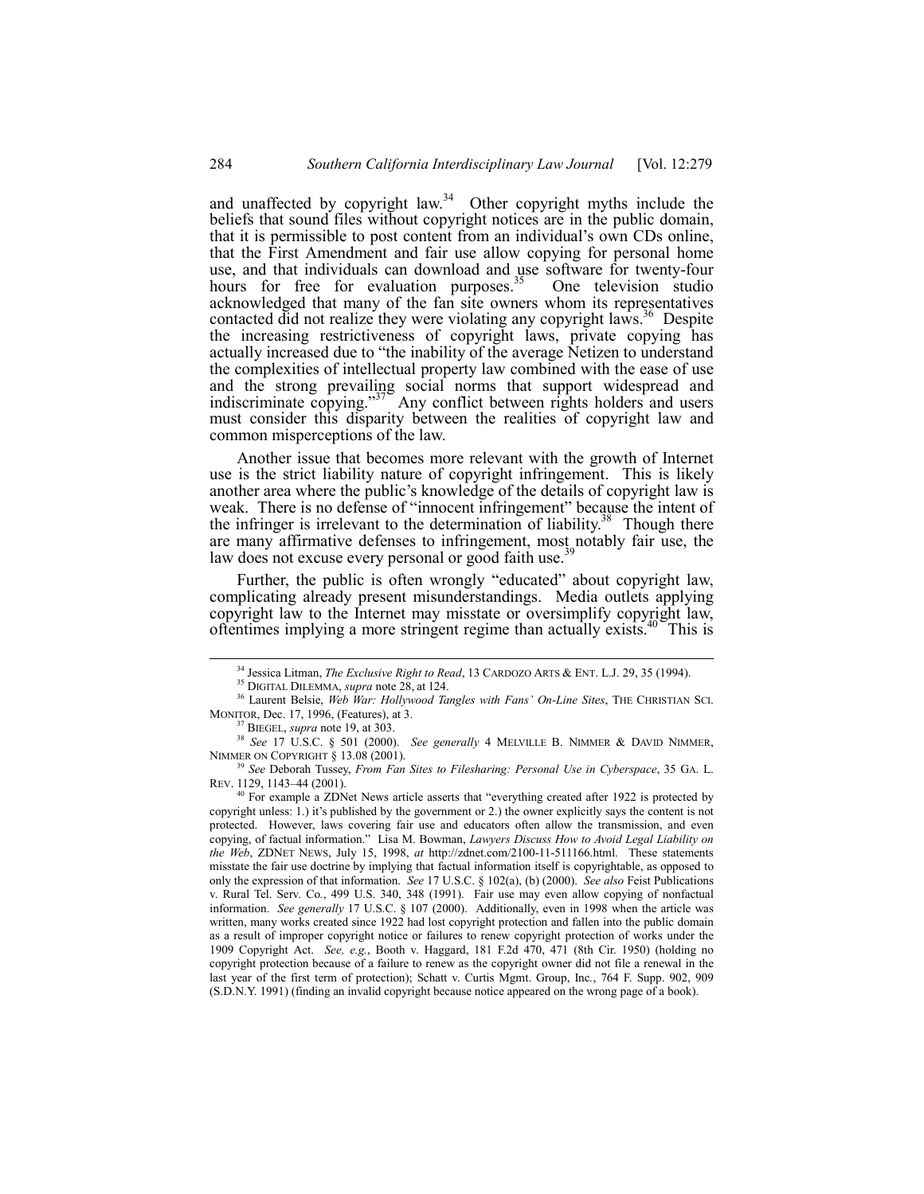and unaffected by copyright law.[34] Other copyright myths include the beliefs that sound files without copyright notices are in the public domain, that it is permissible to post content from an individual's own CDs online, that the First Amendment and fair use allow copying for personal home use, and that individuals can download and use software for twenty-four hours for free for evaluation purposes.[35] One television studio acknowledged that many of the fan site owners whom its representatives contacted did not realize they were violating any copyright laws.[36] Despite the increasing restrictiveness of copyright laws, private copying has actually increased due to "the inability of the average Netizen to understand the complexities of intellectual property law combined with the ease of use and the strong prevailing social norms that support widespread and indiscriminate copying."[37] Any conflict between rights holders and users must consider this disparity between the realities of copyright law and common misperceptions of the law.

Another issue that becomes more relevant with the growth of Internet use is the strict liability nature of copyright infringement. This is likely another area where the public's knowledge of the details of copyright law is weak. There is no defense of "innocent infringement" because the intent of the infringer is irrelevant to the determination of liability.[38] Though there are many affirmative defenses to infringement, most notably fair use, the law does not excuse every personal or good faith use.[39]

Further, the public is often wrongly "educated" about copyright law, complicating already present misunderstandings. Media outlets applying copyright law to the Internet may misstate or oversimplify copyright law, oftentimes implying a more stringent regime than actually exists.[40] This is

---

[34] Jessica Litman, *The Exclusive Right to Read*, 13 CARDOZO ARTS & ENT. L.J. 29, 35 (1994).

[35] DIGITAL DILEMMA, *supra* note 28, at 124.

[36] Laurent Belsie, *Web War: Hollywood Tangles with Fans' On-Line Sites*, THE CHRISTIAN SCI. MONITOR, Dec. 17, 1996, (Features), at 3.

[37] BIEGEL, *supra* note 19, at 303.

[38] *See* 17 U.S.C. § 501 (2000). *See generally* 4 MELVILLE B. NIMMER & DAVID NIMMER, NIMMER ON COPYRIGHT § 13.08 (2001).

[39] *See* Deborah Tussey, *From Fan Sites to Filesharing: Personal Use in Cyberspace*, 35 GA. L. REV. 1129, 1143–44 (2001).

[40] For example a ZDNet News article asserts that "everything created after 1922 is protected by copyright unless: 1.) it's published by the government or 2.) the owner explicitly says the content is not protected. However, laws covering fair use and educators often allow the transmission, and even copying, of factual information." Lisa M. Bowman, *Lawyers Discuss How to Avoid Legal Liability on the Web*, ZDNET NEWS, July 15, 1998, *at* http://zdnet.com/2100-11-511166.html. These statements misstate the fair use doctrine by implying that factual information itself is copyrightable, as opposed to only the expression of that information. *See* 17 U.S.C. § 102(a), (b) (2000). *See also* Feist Publications v. Rural Tel. Serv. Co., 499 U.S. 340, 348 (1991). Fair use may even allow copying of nonfactual information. *See generally* 17 U.S.C. § 107 (2000). Additionally, even in 1998 when the article was written, many works created since 1922 had lost copyright protection and fallen into the public domain as a result of improper copyright notice or failures to renew copyright protection of works under the 1909 Copyright Act. *See, e.g.*, Booth v. Haggard, 181 F.2d 470, 471 (8th Cir. 1950) (holding no copyright protection because of a failure to renew as the copyright owner did not file a renewal in the last year of the first term of protection); Schatt v. Curtis Mgmt. Group, Inc., 764 F. Supp. 902, 909 (S.D.N.Y. 1991) (finding an invalid copyright because notice appeared on the wrong page of a book).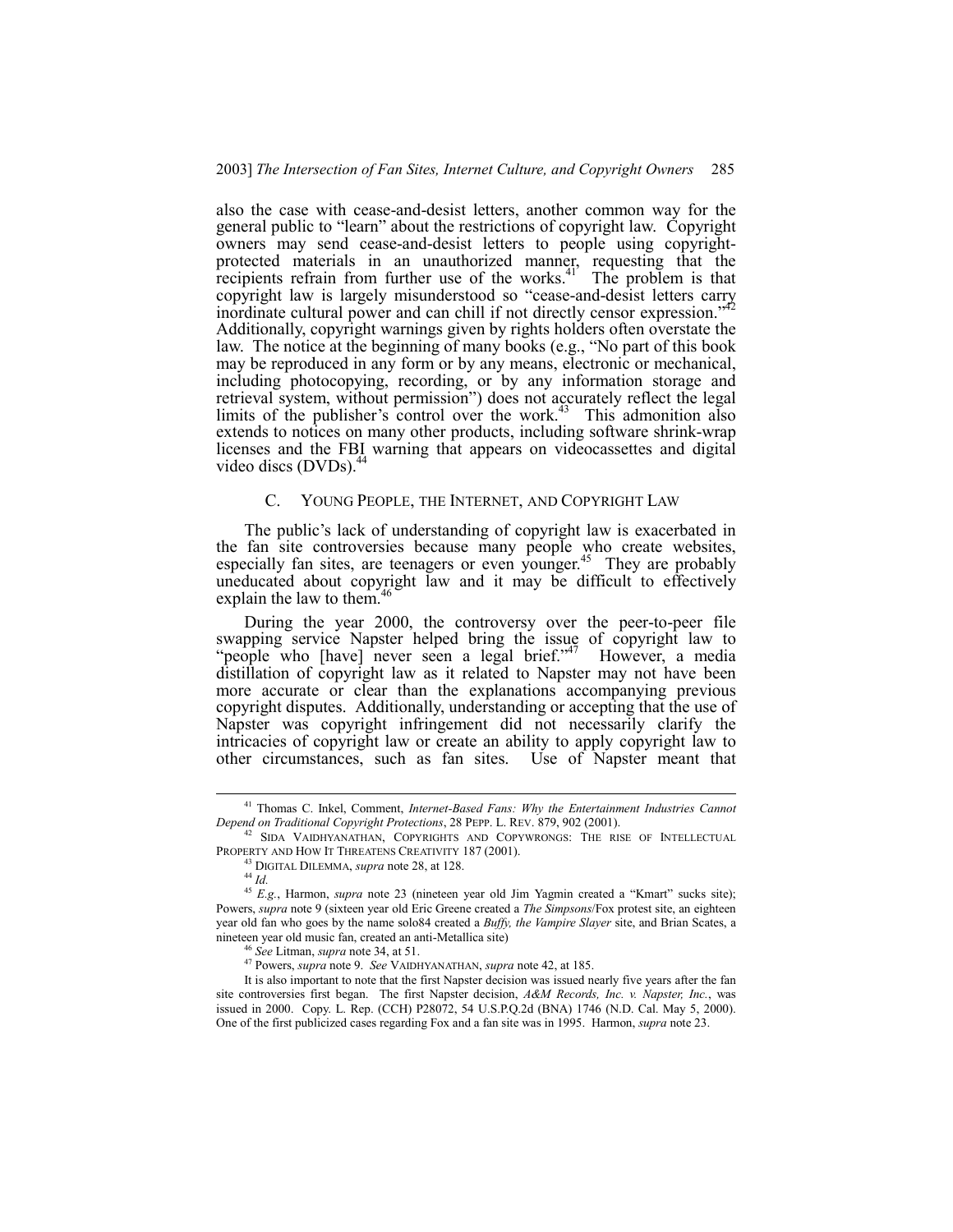also the case with cease-and-desist letters, another common way for the general public to "learn" about the restrictions of copyright law. Copyright owners may send cease-and-desist letters to people using copyright-protected materials in an unauthorized manner, requesting that the recipients refrain from further use of the works.[41] The problem is that copyright law is largely misunderstood so "cease-and-desist letters carry inordinate cultural power and can chill if not directly censor expression."[42] Additionally, copyright warnings given by rights holders often overstate the law. The notice at the beginning of many books (e.g., "No part of this book may be reproduced in any form or by any means, electronic or mechanical, including photocopying, recording, or by any information storage and retrieval system, without permission") does not accurately reflect the legal limits of the publisher's control over the work.[43] This admonition also extends to notices on many other products, including software shrink-wrap licenses and the FBI warning that appears on videocassettes and digital video discs (DVDs).[44]

### C. YOUNG PEOPLE, THE INTERNET, AND COPYRIGHT LAW

The public's lack of understanding of copyright law is exacerbated in the fan site controversies because many people who create websites, especially fan sites, are teenagers or even younger.[45] They are probably uneducated about copyright law and it may be difficult to effectively explain the law to them.[46]

During the year 2000, the controversy over the peer-to-peer file swapping service Napster helped bring the issue of copyright law to "people who [have] never seen a legal brief."[47] However, a media distillation of copyright law as it related to Napster may not have been more accurate or clear than the explanations accompanying previous copyright disputes. Additionally, understanding or accepting that the use of Napster was copyright infringement did not necessarily clarify the intricacies of copyright law or create an ability to apply copyright law to other circumstances, such as fan sites. Use of Napster meant that

---

[41] Thomas C. Inkel, Comment, *Internet-Based Fans: Why the Entertainment Industries Cannot Depend on Traditional Copyright Protections*, 28 PEPP. L. REV. 879, 902 (2001).

[42] SIDA VAIDHYANATHAN, COPYRIGHTS AND COPYWRONGS: THE RISE OF INTELLECTUAL PROPERTY AND HOW IT THREATENS CREATIVITY 187 (2001).

[43] DIGITAL DILEMMA, *supra* note 28, at 128.

[44] *Id.*

[45] *E.g.*, Harmon, *supra* note 23 (nineteen year old Jim Yagmin created a "Kmart" sucks site); Powers, *supra* note 9 (sixteen year old Eric Greene created a *The Simpsons*/Fox protest site, an eighteen year old fan who goes by the name solo84 created a *Buffy, the Vampire Slayer* site, and Brian Scates, a nineteen year old music fan, created an anti-Metallica site)

[46] *See* Litman, *supra* note 34, at 51.

[47] Powers, *supra* note 9. *See* VAIDHYANATHAN, *supra* note 42, at 185.

It is also important to note that the first Napster decision was issued nearly five years after the fan site controversies first began. The first Napster decision, *A&M Records, Inc. v. Napster, Inc.*, was issued in 2000. Copy. L. Rep. (CCH) P28072, 54 U.S.P.Q.2d (BNA) 1746 (N.D. Cal. May 5, 2000). One of the first publicized cases regarding Fox and a fan site was in 1995. Harmon, *supra* note 23.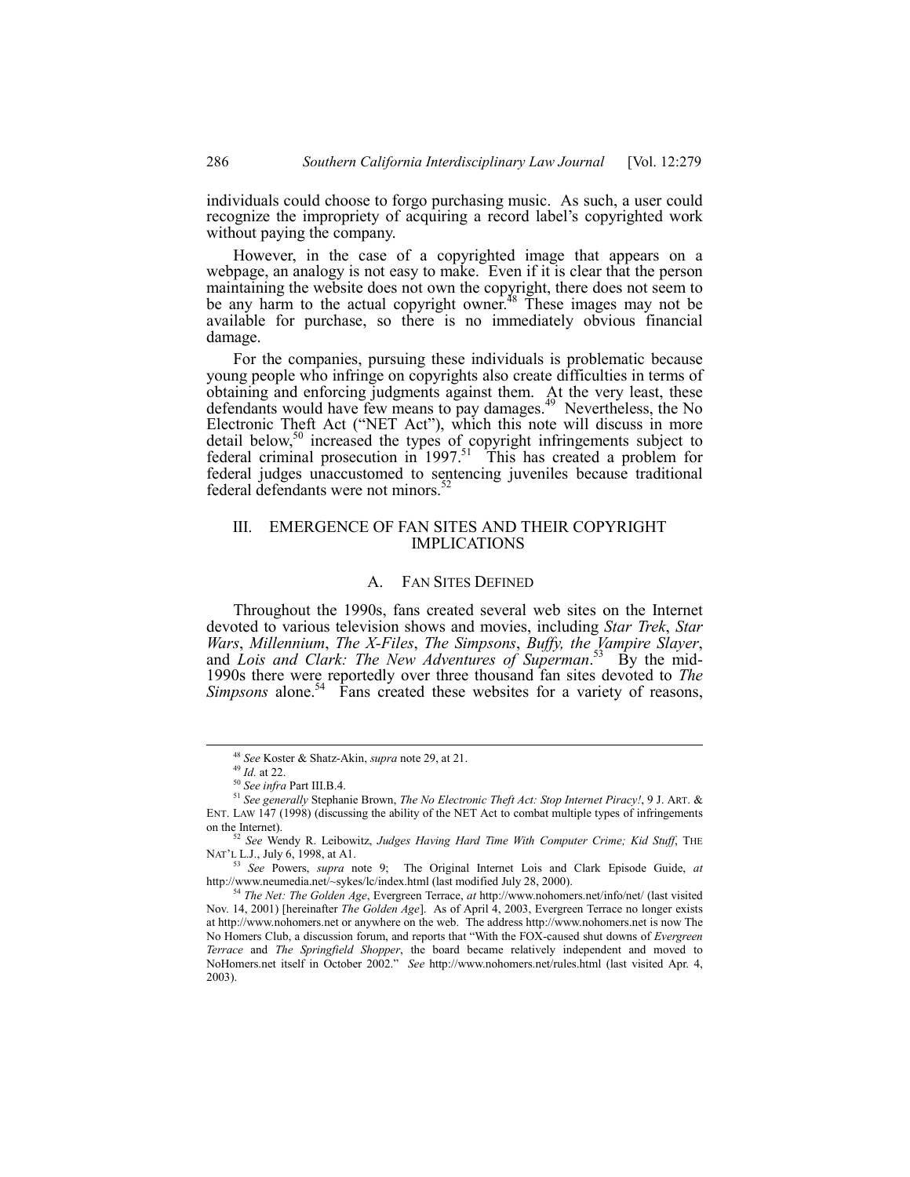individuals could choose to forgo purchasing music. As such, a user could recognize the impropriety of acquiring a record label's copyrighted work without paying the company.

However, in the case of a copyrighted image that appears on a webpage, an analogy is not easy to make. Even if it is clear that the person maintaining the website does not own the copyright, there does not seem to be any harm to the actual copyright owner.[48] These images may not be available for purchase, so there is no immediately obvious financial damage.

For the companies, pursuing these individuals is problematic because young people who infringe on copyrights also create difficulties in terms of obtaining and enforcing judgments against them. At the very least, these defendants would have few means to pay damages.[49] Nevertheless, the No Electronic Theft Act ("NET Act"), which this note will discuss in more detail below,[50] increased the types of copyright infringements subject to federal criminal prosecution in 1997.[51] This has created a problem for federal judges unaccustomed to sentencing juveniles because traditional federal defendants were not minors.[52]

## III. EMERGENCE OF FAN SITES AND THEIR COPYRIGHT IMPLICATIONS

### A. FAN SITES DEFINED

Throughout the 1990s, fans created several web sites on the Internet devoted to various television shows and movies, including *Star Trek*, *Star Wars*, *Millennium*, *The X-Files*, *The Simpsons*, *Buffy, the Vampire Slayer*, and *Lois and Clark: The New Adventures of Superman*.[53] By the mid-1990s there were reportedly over three thousand fan sites devoted to *The Simpsons* alone.[54] Fans created these websites for a variety of reasons,

---

[48] *See* Koster & Shatz-Akin, *supra* note 29, at 21.

[49] *Id.* at 22.

[50] *See infra* Part III.B.4.

[51] *See generally* Stephanie Brown, *The No Electronic Theft Act: Stop Internet Piracy!*, 9 J. ART. & ENT. LAW 147 (1998) (discussing the ability of the NET Act to combat multiple types of infringements on the Internet).

[52] *See* Wendy R. Leibowitz, *Judges Having Hard Time With Computer Crime; Kid Stuff*, THE NAT'L L.J., July 6, 1998, at A1.

[53] *See* Powers, *supra* note 9; The Original Internet Lois and Clark Episode Guide, *at* http://www.neumedia.net/~sykes/lc/index.html (last modified July 28, 2000).

[54] *The Net: The Golden Age*, Evergreen Terrace, *at* http://www.nohomers.net/info/net/ (last visited Nov. 14, 2001) [hereinafter *The Golden Age*]. As of April 4, 2003, Evergreen Terrace no longer exists at http://www.nohomers.net or anywhere on the web. The address http://www.nohomers.net is now The No Homers Club, a discussion forum, and reports that "With the FOX-caused shut downs of *Evergreen Terrace* and *The Springfield Shopper*, the board became relatively independent and moved to NoHomers.net itself in October 2002." *See* http://www.nohomers.net/rules.html (last visited Apr. 4, 2003).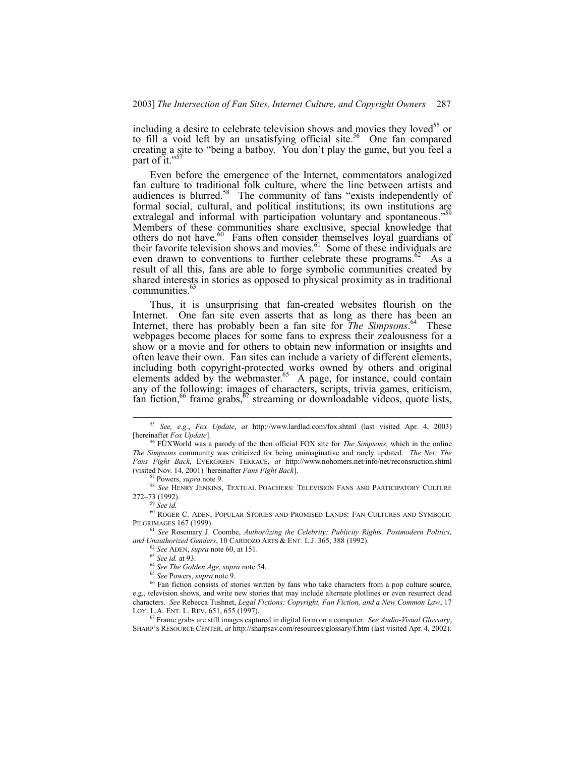including a desire to celebrate television shows and movies they loved[55] or to fill a void left by an unsatisfying official site.[56] One fan compared creating a site to "being a batboy. You don't play the game, but you feel a part of it."[57]

Even before the emergence of the Internet, commentators analogized fan culture to traditional folk culture, where the line between artists and audiences is blurred.[58] The community of fans "exists independently of formal social, cultural, and political institutions; its own institutions are extralegal and informal with participation voluntary and spontaneous."[59] Members of these communities share exclusive, special knowledge that others do not have.[60] Fans often consider themselves loyal guardians of their favorite television shows and movies.[61] Some of these individuals are even drawn to conventions to further celebrate these programs.[62] As a result of all this, fans are able to forge symbolic communities created by shared interests in stories as opposed to physical proximity as in traditional communities.[63]

Thus, it is unsurprising that fan-created websites flourish on the Internet. One fan site even asserts that as long as there has been an Internet, there has probably been a fan site for *The Simpsons*.[64] These webpages become places for some fans to express their zealousness for a show or a movie and for others to obtain new information or insights and often leave their own. Fan sites can include a variety of different elements, including both copyright-protected works owned by others and original elements added by the webmaster.[65] A page, for instance, could contain any of the following: images of characters, scripts, trivia games, criticism, fan fiction,[66] frame grabs,[67] streaming or downloadable videos, quote lists,

---

[55] *See, e.g.*, *Fox Update*, *at* http://www.lardlad.com/fox.shtml (last visited Apr. 4, 2003) [hereinafter *Fox Update*].

[56] FÜXWorld was a parody of the then official FOX site for *The Simpsons*, which in the online *The Simpsons* community was criticized for being unimaginative and rarely updated. *The Net: The Fans Fight Back*, EVERGREEN TERRACE, *at* http://www.nohomers.net/info/net/reconsruction.shtml (visited Nov. 14, 2001) [hereinafter *Fans Fight Back*].

[57] Powers, *supra* note 9.

[58] *See* HENRY JENKINS, TEXTUAL POACHERS: TELEVISION FANS AND PARTICIPATORY CULTURE 272–73 (1992).

[59] *See id.*

[60] ROGER C. ADEN, POPULAR STORIES AND PROMISED LANDS: FAN CULTURES AND SYMBOLIC PILGRIMAGES 167 (1999).

[61] *See* Rosemary J. Coombe, *Author/izing the Celebrity: Publicity Rights, Postmodern Politics, and Unauthorized Genders*, 10 CARDOZO ARTS & ENT. L.J. 365, 388 (1992).

[62] *See* ADEN, *supra* note 60, at 151.

[63] *See id.* at 93.

[64] *See The Golden Age*, *supra* note 54.

[65] *See* Powers, *supra* note 9.

[66] Fan fiction consists of stories written by fans who take characters from a pop culture source, e.g., television shows, and write new stories that may include alternate plotlines or even resurrect dead characters. *See* Rebecca Tushnet, *Legal Fictions: Copyright, Fan Fiction, and a New Common Law*, 17 LOY. L.A. ENT. L. REV. 651, 655 (1997).

[67] Frame grabs are still images captured in digital form on a computer. *See Audio-Visual Glossary*, SHARP'S RESOURCE CENTER, *at* http://sharpsav.com/resources/glossary/f.htm (last visited Apr. 4, 2002).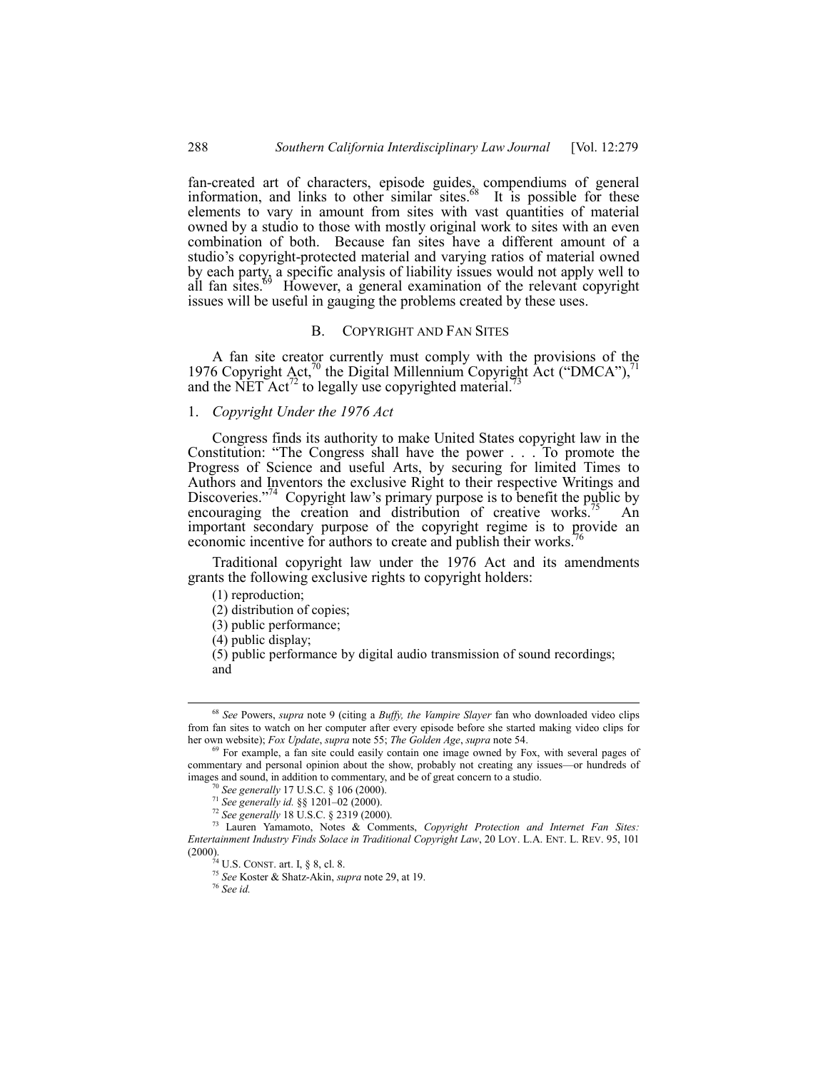fan-created art of characters, episode guides, compendiums of general information, and links to other similar sites.[68] It is possible for these elements to vary in amount from sites with vast quantities of material owned by a studio to those with mostly original work to sites with an even combination of both. Because fan sites have a different amount of a studio's copyright-protected material and varying ratios of material owned by each party, a specific analysis of liability issues would not apply well to all fan sites.[69] However, a general examination of the relevant copyright issues will be useful in gauging the problems created by these uses.

## B. Copyright and Fan Sites

A fan site creator currently must comply with the provisions of the 1976 Copyright Act,[70] the Digital Millennium Copyright Act ("DMCA"),[71] and the NET Act[72] to legally use copyrighted material.[73]

### 1. *Copyright Under the 1976 Act*

Congress finds its authority to make United States copyright law in the Constitution: "The Congress shall have the power . . . To promote the Progress of Science and useful Arts, by securing for limited Times to Authors and Inventors the exclusive Right to their respective Writings and Discoveries."[74] Copyright law's primary purpose is to benefit the public by encouraging the creation and distribution of creative works.[75] An important secondary purpose of the copyright regime is to provide an economic incentive for authors to create and publish their works.[76]

Traditional copyright law under the 1976 Act and its amendments grants the following exclusive rights to copyright holders:

(1) reproduction;
(2) distribution of copies;
(3) public performance;
(4) public display;
(5) public performance by digital audio transmission of sound recordings; and

---

[68] *See* Powers, *supra* note 9 (citing a *Buffy, the Vampire Slayer* fan who downloaded video clips from fan sites to watch on her computer after every episode before she started making video clips for her own website); *Fox Update*, *supra* note 55; *The Golden Age*, *supra* note 54.

[69] For example, a fan site could easily contain one image owned by Fox, with several pages of commentary and personal opinion about the show, probably not creating any issues—or hundreds of images and sound, in addition to commentary, and be of great concern to a studio.

[70] *See generally* 17 U.S.C. § 106 (2000).

[71] *See generally id.* §§ 1201–02 (2000).

[72] *See generally* 18 U.S.C. § 2319 (2000).

[73] Lauren Yamamoto, Notes & Comments, *Copyright Protection and Internet Fan Sites: Entertainment Industry Finds Solace in Traditional Copyright Law*, 20 Loy. L.A. Ent. L. Rev. 95, 101 (2000).

[74] U.S. Const. art. I, § 8, cl. 8.

[75] *See* Koster & Shatz-Akin, *supra* note 29, at 19.

[76] *See id.*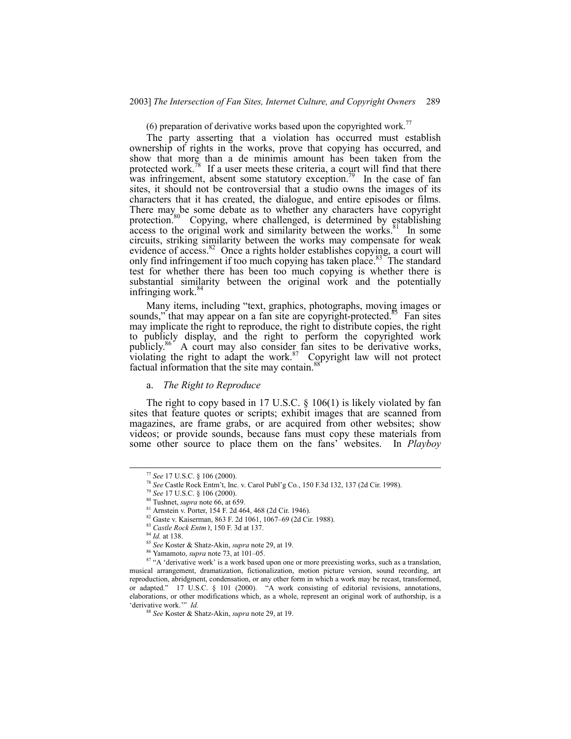(6) preparation of derivative works based upon the copyrighted work.[77]

The party asserting that a violation has occurred must establish ownership of rights in the works, prove that copying has occurred, and show that more than a de minimis amount has been taken from the protected work.[78] If a user meets these criteria, a court will find that there was infringement, absent some statutory exception.[79] In the case of fan sites, it should not be controversial that a studio owns the images of its characters that it has created, the dialogue, and entire episodes or films. There may be some debate as to whether any characters have copyright protection.[80] Copying, where challenged, is determined by establishing access to the original work and similarity between the works.[81] In some circuits, striking similarity between the works may compensate for weak evidence of access.[82] Once a rights holder establishes copying, a court will only find infringement if too much copying has taken place.[83] The standard test for whether there has been too much copying is whether there is substantial similarity between the original work and the potentially infringing work.[84]

Many items, including "text, graphics, photographs, moving images or sounds," that may appear on a fan site are copyright-protected.[85] Fan sites may implicate the right to reproduce, the right to distribute copies, the right to publicly display, and the right to perform the copyrighted work publicly.[86] A court may also consider fan sites to be derivative works, violating the right to adapt the work.[87] Copyright law will not protect factual information that the site may contain.[88]

a. *The Right to Reproduce*

The right to copy based in 17 U.S.C. § 106(1) is likely violated by fan sites that feature quotes or scripts; exhibit images that are scanned from magazines, are frame grabs, or are acquired from other websites; show videos; or provide sounds, because fans must copy these materials from some other source to place them on the fans' websites. In *Playboy*

---

[77] *See* 17 U.S.C. § 106 (2000).

[78] *See* Castle Rock Entm't, Inc. v. Carol Publ'g Co., 150 F.3d 132, 137 (2d Cir. 1998).

[79] *See* 17 U.S.C. § 106 (2000).

[80] Tushnet, *supra* note 66, at 659.

[81] Arnstein v. Porter, 154 F. 2d 464, 468 (2d Cir. 1946).

[82] Gaste v. Kaiserman, 863 F. 2d 1061, 1067–69 (2d Cir. 1988).

[83] *Castle Rock Entm't*, 150 F. 3d at 137.

[84] *Id.* at 138.

[85] *See* Koster & Shatz-Akin, *supra* note 29, at 19.

[86] Yamamoto, *supra* note 73, at 101–05.

[87] "A 'derivative work' is a work based upon one or more preexisting works, such as a translation, musical arrangement, dramatization, fictionalization, motion picture version, sound recording, art reproduction, abridgment, condensation, or any other form in which a work may be recast, transformed, or adapted." 17 U.S.C. § 101 (2000). "A work consisting of editorial revisions, annotations, elaborations, or other modifications which, as a whole, represent an original work of authorship, is a 'derivative work.'" *Id.*

[88] *See* Koster & Shatz-Akin, *supra* note 29, at 19.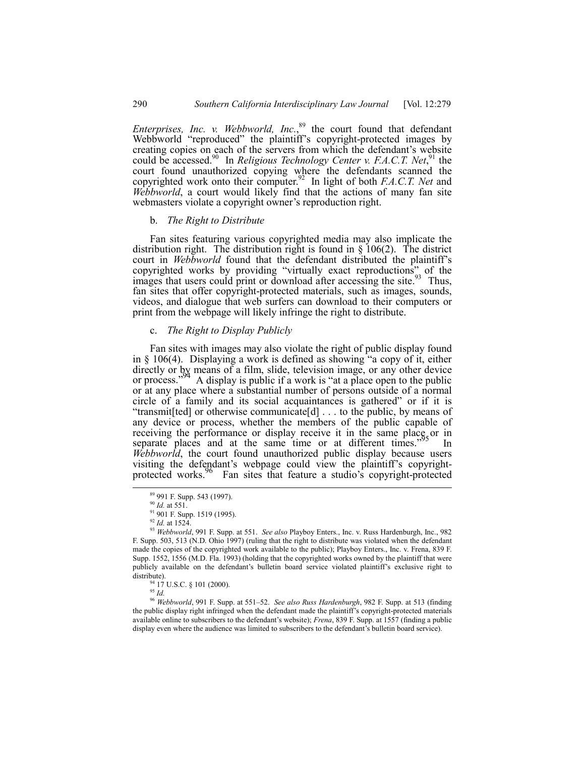*Enterprises, Inc. v. Webbworld, Inc.*,[89] the court found that defendant Webbworld "reproduced" the plaintiff's copyright-protected images by creating copies on each of the servers from which the defendant's website could be accessed.[90] In *Religious Technology Center v. F.A.C.T. Net*,[91] the court found unauthorized copying where the defendants scanned the copyrighted work onto their computer.[92] In light of both *F.A.C.T. Net* and *Webbworld*, a court would likely find that the actions of many fan site webmasters violate a copyright owner's reproduction right.

### b. *The Right to Distribute*

Fan sites featuring various copyrighted media may also implicate the distribution right. The distribution right is found in § 106(2). The district court in *Webbworld* found that the defendant distributed the plaintiff's copyrighted works by providing "virtually exact reproductions" of the images that users could print or download after accessing the site.[93] Thus, fan sites that offer copyright-protected materials, such as images, sounds, videos, and dialogue that web surfers can download to their computers or print from the webpage will likely infringe the right to distribute.

### c. *The Right to Display Publicly*

Fan sites with images may also violate the right of public display found in § 106(4). Displaying a work is defined as showing "a copy of it, either directly or by means of a film, slide, television image, or any other device or process."[94] A display is public if a work is "at a place open to the public or at any place where a substantial number of persons outside of a normal circle of a family and its social acquaintances is gathered" or if it is "transmit[ted] or otherwise communicate[d] . . . to the public, by means of any device or process, whether the members of the public capable of receiving the performance or display receive it in the same place or in separate places and at the same time or at different times."[95] In *Webbworld*, the court found unauthorized public display because users visiting the defendant's webpage could view the plaintiff's copyright-protected works.[96] Fan sites that feature a studio's copyright-protected

---

[89] 991 F. Supp. 543 (1997).

[90] *Id.* at 551.

[91] 901 F. Supp. 1519 (1995).

[92] *Id.* at 1524.

[93] *Webbworld*, 991 F. Supp. at 551. *See also* Playboy Enters., Inc. v. Russ Hardenburgh, Inc., 982 F. Supp. 503, 513 (N.D. Ohio 1997) (ruling that the right to distribute was violated when the defendant made the copies of the copyrighted work available to the public); Playboy Enters., Inc. v. Frena, 839 F. Supp. 1552, 1556 (M.D. Fla. 1993) (holding that the copyrighted works owned by the plaintiff that were publicly available on the defendant's bulletin board service violated plaintiff's exclusive right to distribute).

[94] 17 U.S.C. § 101 (2000).

[95] *Id.*

[96] *Webbworld*, 991 F. Supp. at 551–52. *See also Russ Hardenburgh*, 982 F. Supp. at 513 (finding the public display right infringed when the defendant made the plaintiff's copyright-protected materials available online to subscribers to the defendant's website); *Frena*, 839 F. Supp. at 1557 (finding a public display even where the audience was limited to subscribers to the defendant's bulletin board service).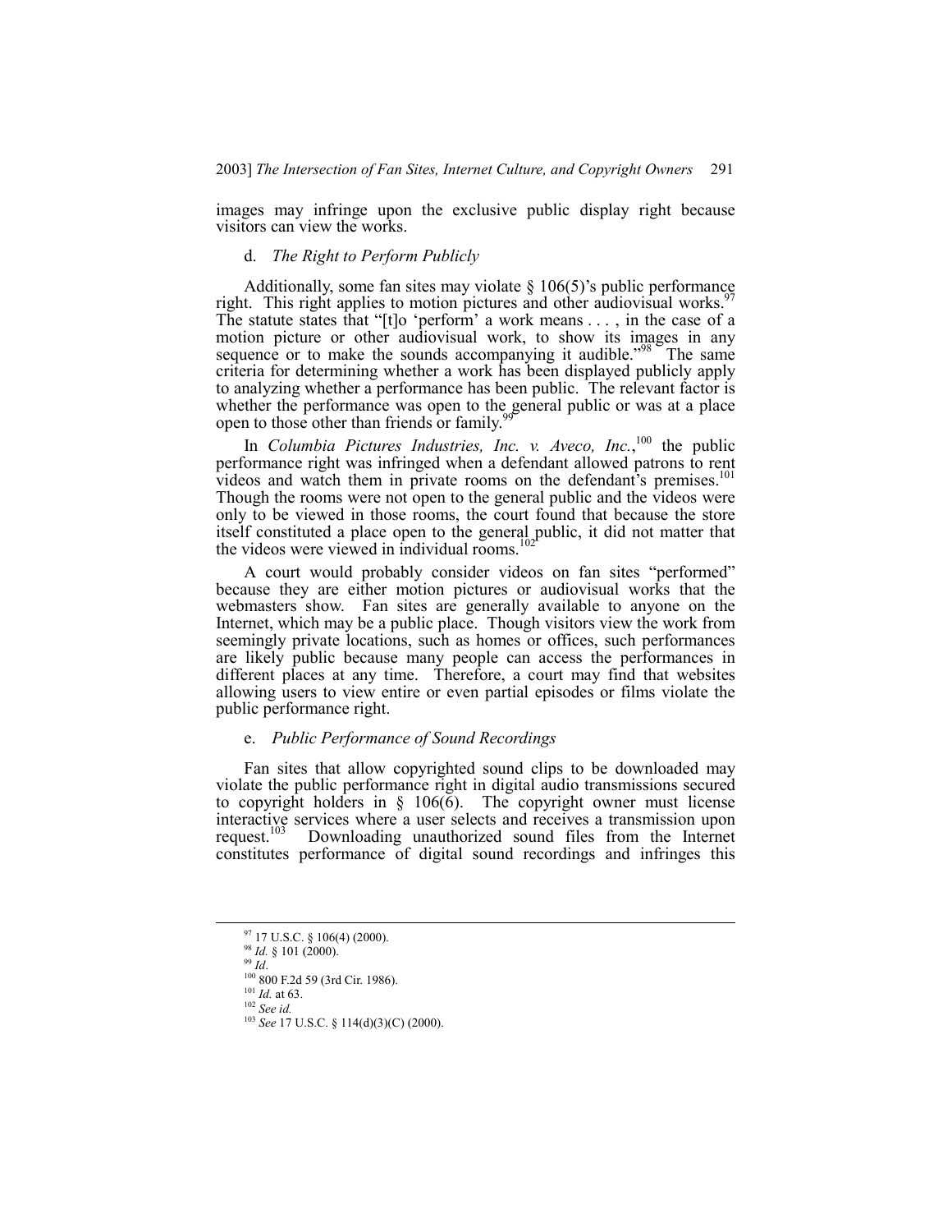images may infringe upon the exclusive public display right because visitors can view the works.

d. *The Right to Perform Publicly*

Additionally, some fan sites may violate § 106(5)'s public performance right. This right applies to motion pictures and other audiovisual works.[97] The statute states that "[t]o 'perform' a work means . . . , in the case of a motion picture or other audiovisual work, to show its images in any sequence or to make the sounds accompanying it audible."[98] The same criteria for determining whether a work has been displayed publicly apply to analyzing whether a performance has been public. The relevant factor is whether the performance was open to the general public or was at a place open to those other than friends or family.[99]

In *Columbia Pictures Industries, Inc. v. Aveco, Inc.*,[100] the public performance right was infringed when a defendant allowed patrons to rent videos and watch them in private rooms on the defendant's premises.[101] Though the rooms were not open to the general public and the videos were only to be viewed in those rooms, the court found that because the store itself constituted a place open to the general public, it did not matter that the videos were viewed in individual rooms.[102]

A court would probably consider videos on fan sites "performed" because they are either motion pictures or audiovisual works that the webmasters show. Fan sites are generally available to anyone on the Internet, which may be a public place. Though visitors view the work from seemingly private locations, such as homes or offices, such performances are likely public because many people can access the performances in different places at any time. Therefore, a court may find that websites allowing users to view entire or even partial episodes or films violate the public performance right.

e. *Public Performance of Sound Recordings*

Fan sites that allow copyrighted sound clips to be downloaded may violate the public performance right in digital audio transmissions secured to copyright holders in § 106(6). The copyright owner must license interactive services where a user selects and receives a transmission upon request.[103] Downloading unauthorized sound files from the Internet constitutes performance of digital sound recordings and infringes this

---

[97] 17 U.S.C. § 106(4) (2000).
[98] *Id.* § 101 (2000).
[99] *Id*.
[100] 800 F.2d 59 (3rd Cir. 1986).
[101] *Id.* at 63.
[102] *See id.*
[103] *See* 17 U.S.C. § 114(d)(3)(C) (2000).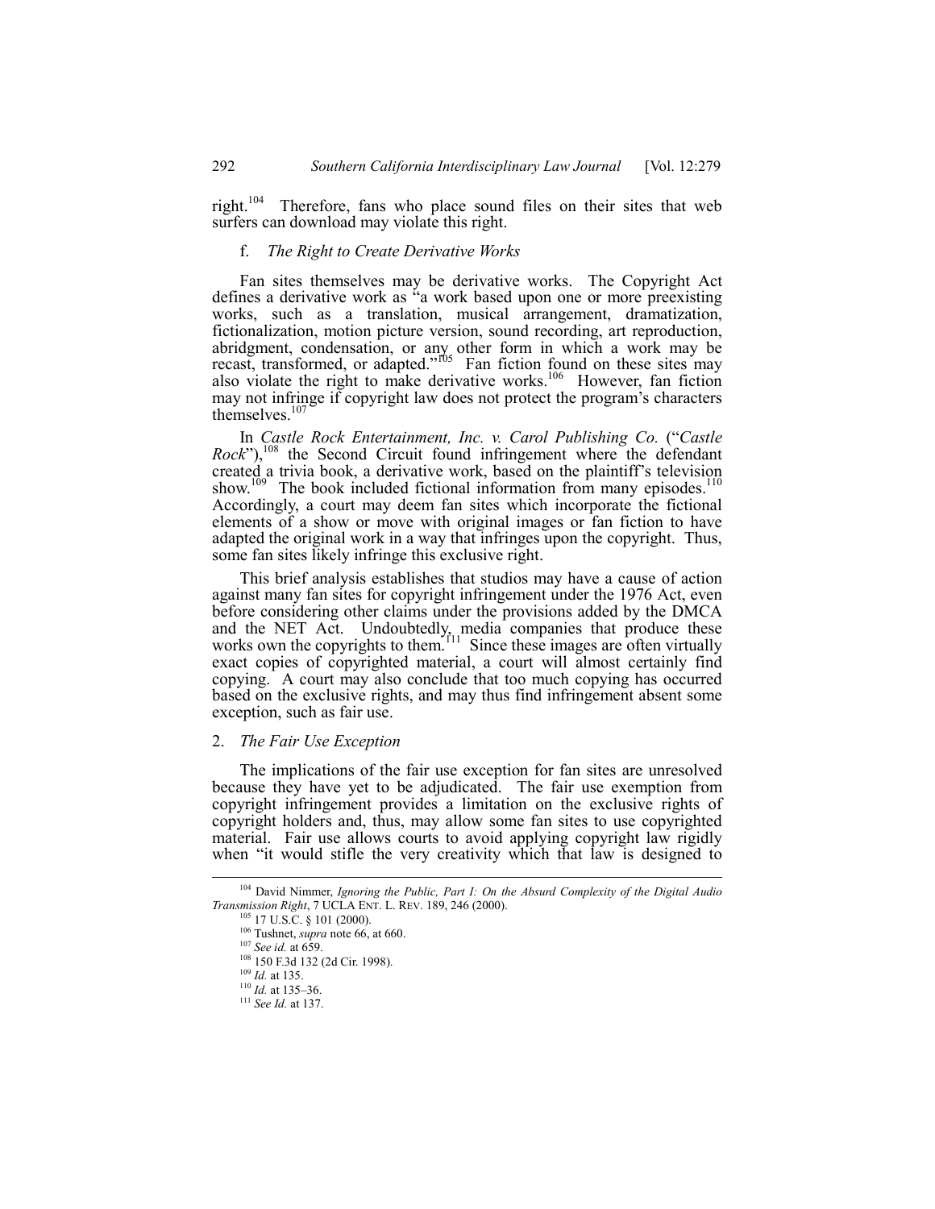right.[104] Therefore, fans who place sound files on their sites that web surfers can download may violate this right.

#### f. *The Right to Create Derivative Works*

Fan sites themselves may be derivative works. The Copyright Act defines a derivative work as "a work based upon one or more preexisting works, such as a translation, musical arrangement, dramatization, fictionalization, motion picture version, sound recording, art reproduction, abridgment, condensation, or any other form in which a work may be recast, transformed, or adapted."[105] Fan fiction found on these sites may also violate the right to make derivative works.[106] However, fan fiction may not infringe if copyright law does not protect the program's characters themselves.[107]

In *Castle Rock Entertainment, Inc. v. Carol Publishing Co.* ("*Castle Rock*"),[108] the Second Circuit found infringement where the defendant created a trivia book, a derivative work, based on the plaintiff's television show.[109] The book included fictional information from many episodes.[110] Accordingly, a court may deem fan sites which incorporate the fictional elements of a show or move with original images or fan fiction to have adapted the original work in a way that infringes upon the copyright. Thus, some fan sites likely infringe this exclusive right.

This brief analysis establishes that studios may have a cause of action against many fan sites for copyright infringement under the 1976 Act, even before considering other claims under the provisions added by the DMCA and the NET Act. Undoubtedly, media companies that produce these works own the copyrights to them.[111] Since these images are often virtually exact copies of copyrighted material, a court will almost certainly find copying. A court may also conclude that too much copying has occurred based on the exclusive rights, and may thus find infringement absent some exception, such as fair use.

### 2. *The Fair Use Exception*

The implications of the fair use exception for fan sites are unresolved because they have yet to be adjudicated. The fair use exemption from copyright infringement provides a limitation on the exclusive rights of copyright holders and, thus, may allow some fan sites to use copyrighted material. Fair use allows courts to avoid applying copyright law rigidly when "it would stifle the very creativity which that law is designed to

---

[104] David Nimmer, *Ignoring the Public, Part I: On the Absurd Complexity of the Digital Audio Transmission Right*, 7 UCLA ENT. L. REV. 189, 246 (2000).

[105] 17 U.S.C. § 101 (2000).

[106] Tushnet, *supra* note 66, at 660.

[107] *See id.* at 659.

[108] 150 F.3d 132 (2d Cir. 1998).

[109] *Id.* at 135.

[110] *Id.* at 135–36.

[111] *See Id.* at 137.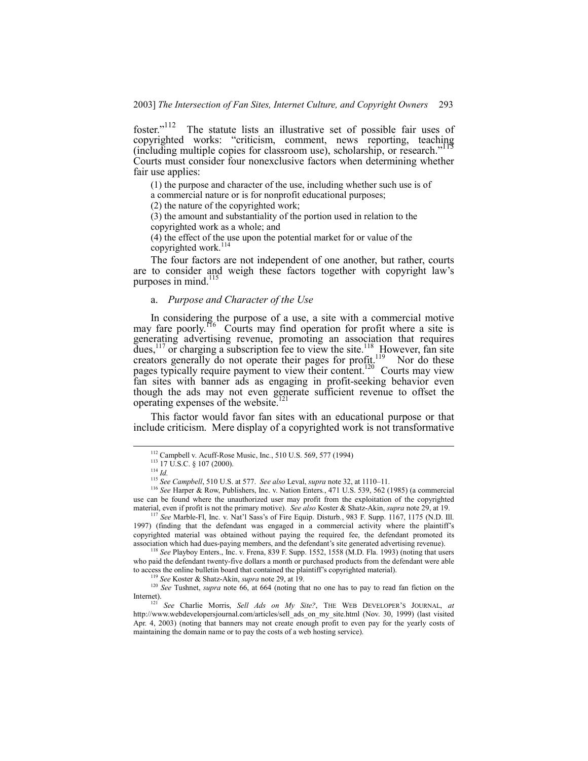foster."[112] The statute lists an illustrative set of possible fair uses of copyrighted works: "criticism, comment, news reporting, teaching (including multiple copies for classroom use), scholarship, or research."[113] Courts must consider four nonexclusive factors when determining whether fair use applies:

> (1) the purpose and character of the use, including whether such use is of a commercial nature or is for nonprofit educational purposes;
> (2) the nature of the copyrighted work;
> (3) the amount and substantiality of the portion used in relation to the copyrighted work as a whole; and
> (4) the effect of the use upon the potential market for or value of the copyrighted work.[114]

The four factors are not independent of one another, but rather, courts are to consider and weigh these factors together with copyright law's purposes in mind.[115]

a. *Purpose and Character of the Use*

In considering the purpose of a use, a site with a commercial motive may fare poorly.[116] Courts may find operation for profit where a site is generating advertising revenue, promoting an association that requires dues,[117] or charging a subscription fee to view the site.[118] However, fan site creators generally do not operate their pages for profit.[119] Nor do these pages typically require payment to view their content.[120] Courts may view fan sites with banner ads as engaging in profit-seeking behavior even though the ads may not even generate sufficient revenue to offset the operating expenses of the website.[121]

This factor would favor fan sites with an educational purpose or that include criticism. Mere display of a copyrighted work is not transformative

---

[112] Campbell v. Acuff-Rose Music, Inc., 510 U.S. 569, 577 (1994)

[113] 17 U.S.C. § 107 (2000).

[114] *Id.*

[115] *See Campbell*, 510 U.S. at 577. *See also* Leval, *supra* note 32, at 1110–11.

[116] *See* Harper & Row, Publishers, Inc. v. Nation Enters*.*, 471 U.S. 539, 562 (1985) (a commercial use can be found where the unauthorized user may profit from the exploitation of the copyrighted material, even if profit is not the primary motive). *See also* Koster & Shatz-Akin, *supra* note 29, at 19.

[117] *See* Marble-Fl, Inc. v. Nat'l Sass's of Fire Equip. Disturb*.*, 983 F. Supp. 1167, 1175 (N.D. Ill. 1997) (finding that the defendant was engaged in a commercial activity where the plaintiff's copyrighted material was obtained without paying the required fee, the defendant promoted its association which had dues-paying members, and the defendant's site generated advertising revenue).

[118] *See* Playboy Enters., Inc. v. Frena, 839 F. Supp. 1552, 1558 (M.D. Fla. 1993) (noting that users who paid the defendant twenty-five dollars a month or purchased products from the defendant were able to access the online bulletin board that contained the plaintiff's copyrighted material).

[119] *See* Koster & Shatz-Akin, *supra* note 29, at 19.

[120] *See* Tushnet, *supra* note 66, at 664 (noting that no one has to pay to read fan fiction on the Internet).

[121] *See* Charlie Morris, *Sell Ads on My Site?*, THE WEB DEVELOPER'S JOURNAL, *at* http://www.webdevelopersjournal.com/articles/sell_ads_on_my_site.html (Nov. 30, 1999) (last visited Apr. 4, 2003) (noting that banners may not create enough profit to even pay for the yearly costs of maintaining the domain name or to pay the costs of a web hosting service).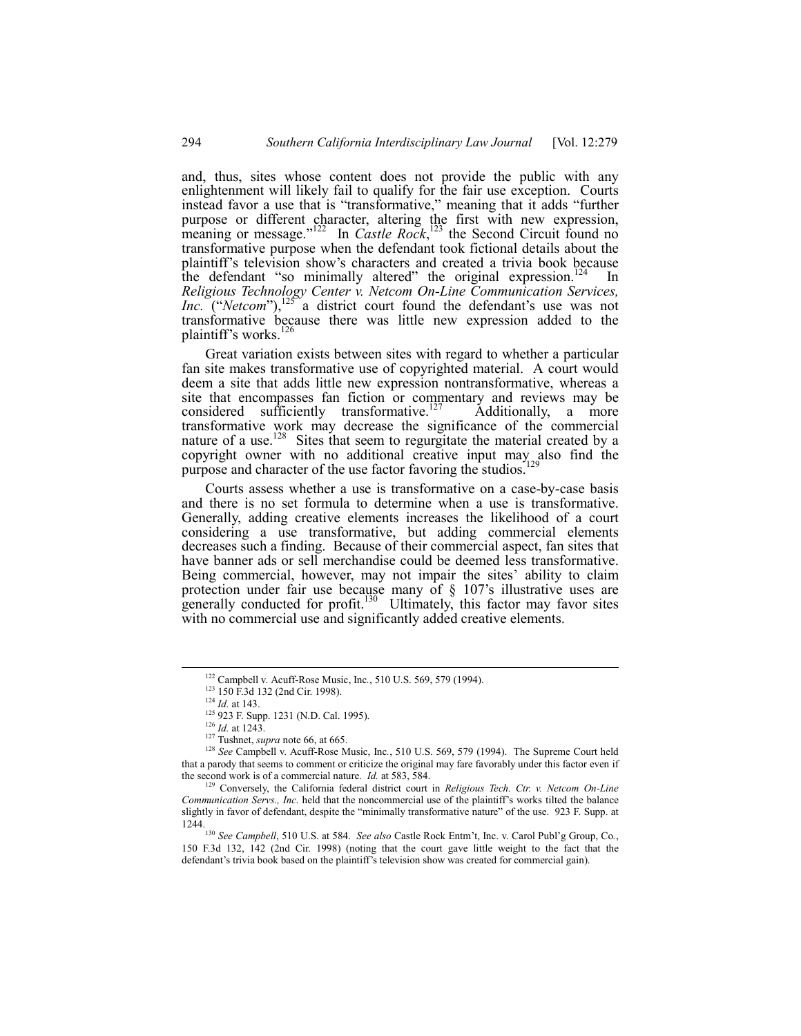and, thus, sites whose content does not provide the public with any enlightenment will likely fail to qualify for the fair use exception. Courts instead favor a use that is "transformative," meaning that it adds "further purpose or different character, altering the first with new expression, meaning or message."[122] In *Castle Rock*,[123] the Second Circuit found no transformative purpose when the defendant took fictional details about the plaintiff's television show's characters and created a trivia book because the defendant "so minimally altered" the original expression.[124] In *Religious Technology Center v. Netcom On-Line Communication Services, Inc.* ("*Netcom*"),[125] a district court found the defendant's use was not transformative because there was little new expression added to the plaintiff's works.[126]

Great variation exists between sites with regard to whether a particular fan site makes transformative use of copyrighted material. A court would deem a site that adds little new expression nontransformative, whereas a site that encompasses fan fiction or commentary and reviews may be considered sufficiently transformative.[127] Additionally, a more transformative work may decrease the significance of the commercial nature of a use.[128] Sites that seem to regurgitate the material created by a copyright owner with no additional creative input may also find the purpose and character of the use factor favoring the studios.[129]

Courts assess whether a use is transformative on a case-by-case basis and there is no set formula to determine when a use is transformative. Generally, adding creative elements increases the likelihood of a court considering a use transformative, but adding commercial elements decreases such a finding. Because of their commercial aspect, fan sites that have banner ads or sell merchandise could be deemed less transformative. Being commercial, however, may not impair the sites' ability to claim protection under fair use because many of § 107's illustrative uses are generally conducted for profit.[130] Ultimately, this factor may favor sites with no commercial use and significantly added creative elements.

---

[122] Campbell v. Acuff-Rose Music, Inc., 510 U.S. 569, 579 (1994).

[123] 150 F.3d 132 (2nd Cir. 1998).

[124] *Id.* at 143.

[125] 923 F. Supp. 1231 (N.D. Cal. 1995).

[126] *Id.* at 1243.

[127] Tushnet, *supra* note 66, at 665.

[128] *See* Campbell v. Acuff-Rose Music, Inc., 510 U.S. 569, 579 (1994). The Supreme Court held that a parody that seems to comment or criticize the original may fare favorably under this factor even if the second work is of a commercial nature. *Id.* at 583, 584.

[129] Conversely, the California federal district court in *Religious Tech. Ctr. v. Netcom On-Line Communication Servs., Inc.* held that the noncommercial use of the plaintiff's works tilted the balance slightly in favor of defendant, despite the "minimally transformative nature" of the use. 923 F. Supp. at 1244.

[130] *See Campbell*, 510 U.S. at 584. *See also* Castle Rock Entm't, Inc. v. Carol Publ'g Group, Co., 150 F.3d 132, 142 (2nd Cir. 1998) (noting that the court gave little weight to the fact that the defendant's trivia book based on the plaintiff's television show was created for commercial gain).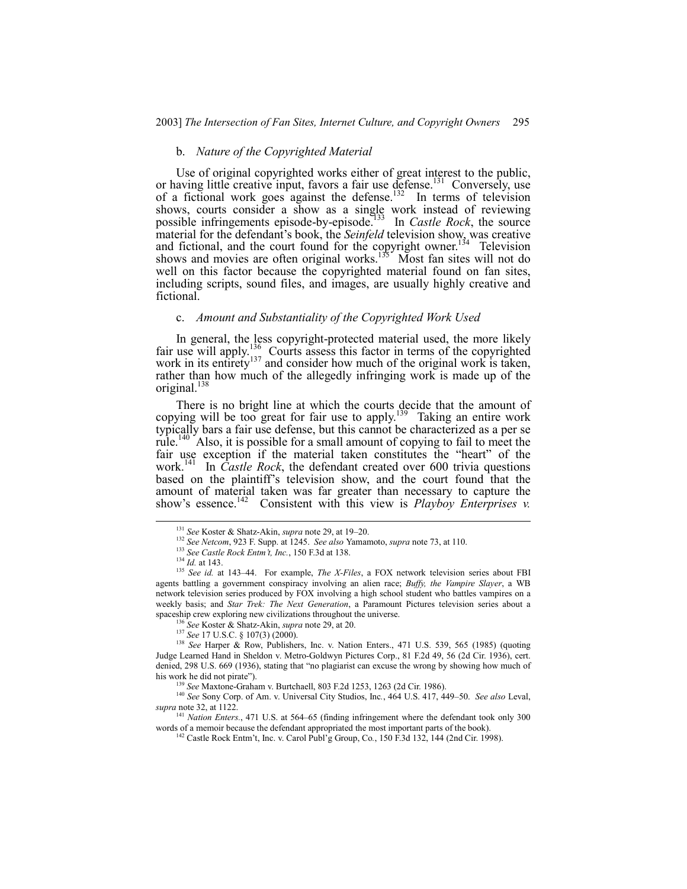### b. *Nature of the Copyrighted Material*

Use of original copyrighted works either of great interest to the public, or having little creative input, favors a fair use defense.[131] Conversely, use of a fictional work goes against the defense.[132] In terms of television shows, courts consider a show as a single work instead of reviewing possible infringements episode-by-episode.[133] In *Castle Rock*, the source material for the defendant's book, the *Seinfeld* television show, was creative and fictional, and the court found for the copyright owner.[134] Television shows and movies are often original works.[135] Most fan sites will not do well on this factor because the copyrighted material found on fan sites, including scripts, sound files, and images, are usually highly creative and fictional.

### c. *Amount and Substantiality of the Copyrighted Work Used*

In general, the less copyright-protected material used, the more likely fair use will apply.[136] Courts assess this factor in terms of the copyrighted work in its entirety[137] and consider how much of the original work is taken, rather than how much of the allegedly infringing work is made up of the original.[138]

There is no bright line at which the courts decide that the amount of copying will be too great for fair use to apply.[139] Taking an entire work typically bars a fair use defense, but this cannot be characterized as a per se rule.[140] Also, it is possible for a small amount of copying to fail to meet the fair use exception if the material taken constitutes the "heart" of the work.[141] In *Castle Rock*, the defendant created over 600 trivia questions based on the plaintiff's television show, and the court found that the amount of material taken was far greater than necessary to capture the show's essence.[142] Consistent with this view is *Playboy Enterprises v.*

---

[131] *See* Koster & Shatz-Akin, *supra* note 29, at 19–20.

[132] *See Netcom*, 923 F. Supp. at 1245. *See also* Yamamoto, *supra* note 73, at 110.

[133] *See Castle Rock Entm't, Inc.*, 150 F.3d at 138.

[134] *Id.* at 143.

[135] *See id.* at 143–44. For example, *The X-Files*, a FOX network television series about FBI agents battling a government conspiracy involving an alien race; *Buffy, the Vampire Slayer*, a WB network television series produced by FOX involving a high school student who battles vampires on a weekly basis; and *Star Trek: The Next Generation*, a Paramount Pictures television series about a spaceship crew exploring new civilizations throughout the universe.

[136] *See* Koster & Shatz-Akin, *supra* note 29, at 20.

[137] *See* 17 U.S.C. § 107(3) (2000).

[138] *See* Harper & Row, Publishers, Inc. v. Nation Enters., 471 U.S. 539, 565 (1985) (quoting Judge Learned Hand in Sheldon v. Metro-Goldwyn Pictures Corp., 81 F.2d 49, 56 (2d Cir. 1936), cert. denied, 298 U.S. 669 (1936), stating that "no plagiarist can excuse the wrong by showing how much of his work he did not pirate").

[139] *See* Maxtone-Graham v. Burtchaell, 803 F.2d 1253, 1263 (2d Cir. 1986).

[140] *See* Sony Corp. of Am. v. Universal City Studios, Inc., 464 U.S. 417, 449–50. *See also* Leval, *supra* note 32, at 1122.

[141] *Nation Enters.*, 471 U.S. at 564–65 (finding infringement where the defendant took only 300 words of a memoir because the defendant appropriated the most important parts of the book).

[142] Castle Rock Entm't, Inc. v. Carol Publ'g Group, Co., 150 F.3d 132, 144 (2nd Cir. 1998).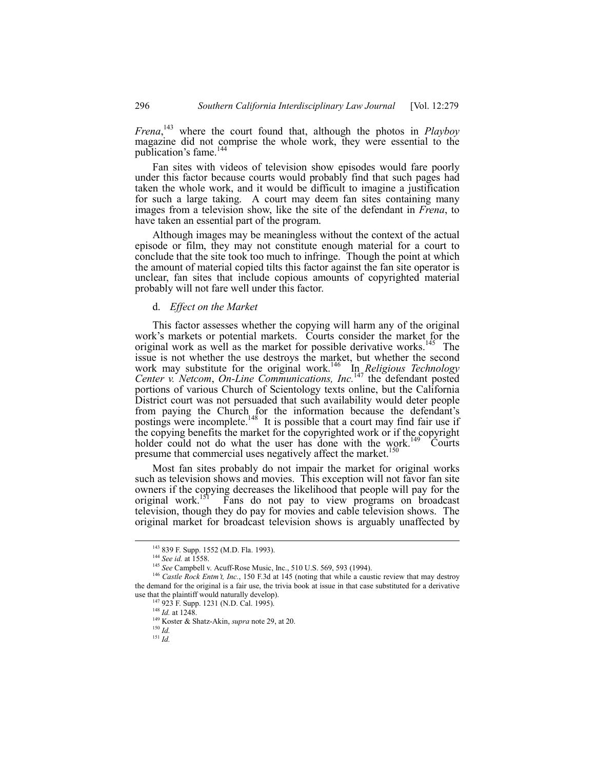*Frena*,[143] where the court found that, although the photos in *Playboy* magazine did not comprise the whole work, they were essential to the publication's fame.[144]

Fan sites with videos of television show episodes would fare poorly under this factor because courts would probably find that such pages had taken the whole work, and it would be difficult to imagine a justification for such a large taking. A court may deem fan sites containing many images from a television show, like the site of the defendant in *Frena*, to have taken an essential part of the program.

Although images may be meaningless without the context of the actual episode or film, they may not constitute enough material for a court to conclude that the site took too much to infringe. Though the point at which the amount of material copied tilts this factor against the fan site operator is unclear, fan sites that include copious amounts of copyrighted material probably will not fare well under this factor.

d. *Effect on the Market*

This factor assesses whether the copying will harm any of the original work's markets or potential markets. Courts consider the market for the original work as well as the market for possible derivative works.[145] The issue is not whether the use destroys the market, but whether the second work may substitute for the original work.[146] In *Religious Technology Center v. Netcom*, *On-Line Communications, Inc.*[147] the defendant posted portions of various Church of Scientology texts online, but the California District court was not persuaded that such availability would deter people from paying the Church for the information because the defendant's postings were incomplete.[148] It is possible that a court may find fair use if the copying benefits the market for the copyrighted work or if the copyright holder could not do what the user has done with the work.[149] Courts presume that commercial uses negatively affect the market.[150]

Most fan sites probably do not impair the market for original works such as television shows and movies. This exception will not favor fan site owners if the copying decreases the likelihood that people will pay for the original work.[151] Fans do not pay to view programs on broadcast television, though they do pay for movies and cable television shows. The original market for broadcast television shows is arguably unaffected by

---

[143] 839 F. Supp. 1552 (M.D. Fla. 1993).

[144] *See id.* at 1558.

[145] *See* Campbell v. Acuff-Rose Music, Inc., 510 U.S. 569, 593 (1994).

[146] *Castle Rock Entm't, Inc.*, 150 F.3d at 145 (noting that while a caustic review that may destroy the demand for the original is a fair use, the trivia book at issue in that case substituted for a derivative use that the plaintiff would naturally develop).

[147] 923 F. Supp. 1231 (N.D. Cal. 1995).

[148] *Id.* at 1248.

[149] Koster & Shatz-Akin, *supra* note 29, at 20.

[150] *Id.*

[151] *Id.*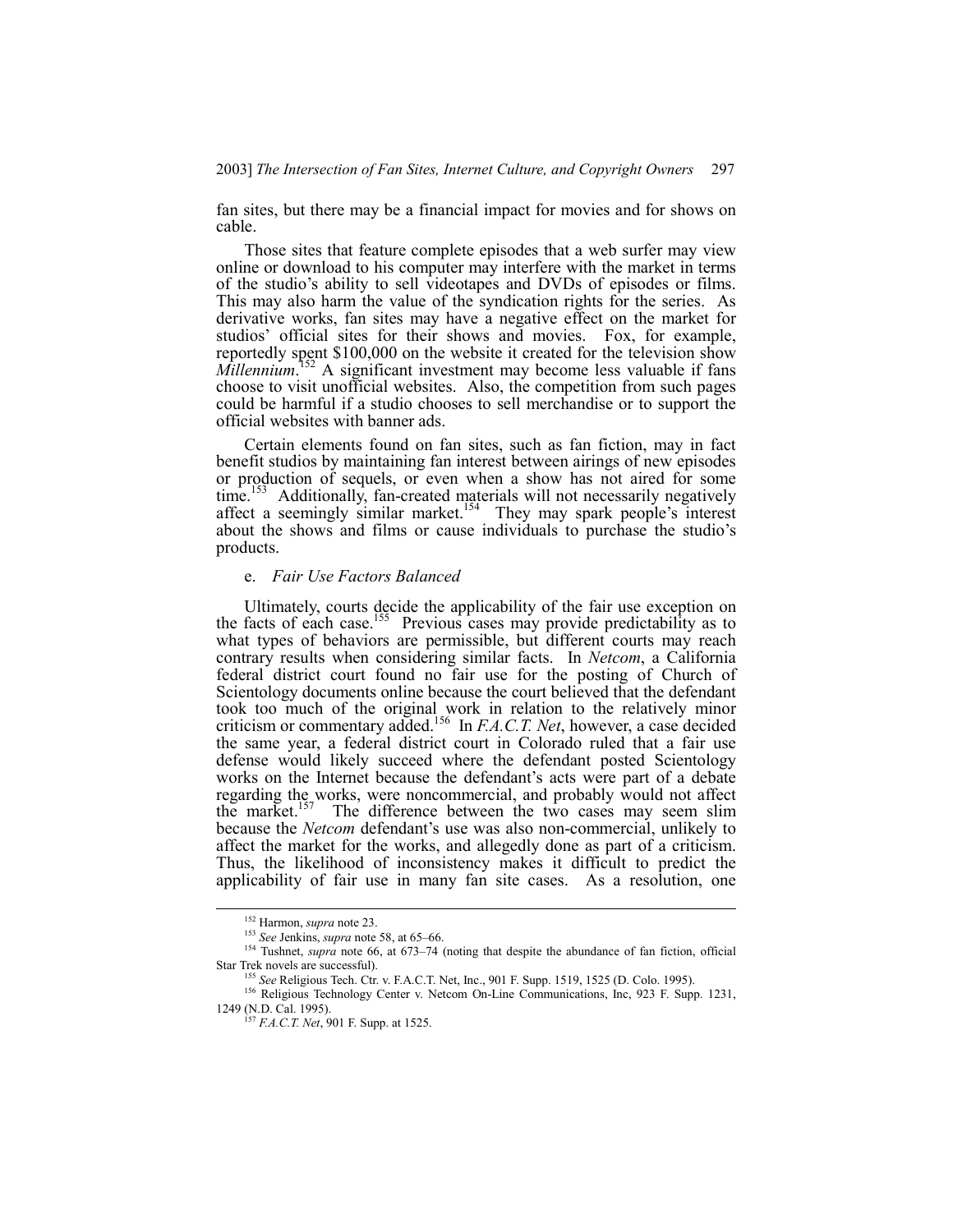fan sites, but there may be a financial impact for movies and for shows on cable.

Those sites that feature complete episodes that a web surfer may view online or download to his computer may interfere with the market in terms of the studio's ability to sell videotapes and DVDs of episodes or films. This may also harm the value of the syndication rights for the series. As derivative works, fan sites may have a negative effect on the market for studios' official sites for their shows and movies. Fox, for example, reportedly spent $100,000 on the website it created for the television show *Millennium*.[152] A significant investment may become less valuable if fans choose to visit unofficial websites. Also, the competition from such pages could be harmful if a studio chooses to sell merchandise or to support the official websites with banner ads.

Certain elements found on fan sites, such as fan fiction, may in fact benefit studios by maintaining fan interest between airings of new episodes or production of sequels, or even when a show has not aired for some time.[153] Additionally, fan-created materials will not necessarily negatively affect a seemingly similar market.[154] They may spark people's interest about the shows and films or cause individuals to purchase the studio's products.

e. *Fair Use Factors Balanced*

Ultimately, courts decide the applicability of the fair use exception on the facts of each case.[155] Previous cases may provide predictability as to what types of behaviors are permissible, but different courts may reach contrary results when considering similar facts. In *Netcom*, a California federal district court found no fair use for the posting of Church of Scientology documents online because the court believed that the defendant took too much of the original work in relation to the relatively minor criticism or commentary added.[156] In *F.A.C.T. Net*, however, a case decided the same year, a federal district court in Colorado ruled that a fair use defense would likely succeed where the defendant posted Scientology works on the Internet because the defendant's acts were part of a debate regarding the works, were noncommercial, and probably would not affect the market.[157] The difference between the two cases may seem slim because the *Netcom* defendant's use was also non-commercial, unlikely to affect the market for the works, and allegedly done as part of a criticism. Thus, the likelihood of inconsistency makes it difficult to predict the applicability of fair use in many fan site cases. As a resolution, one

---

[152] Harmon, *supra* note 23.

[153] *See* Jenkins, *supra* note 58, at 65–66.

[154] Tushnet, *supra* note 66, at 673–74 (noting that despite the abundance of fan fiction, official Star Trek novels are successful).

[155] *See* Religious Tech. Ctr. v. F.A.C.T. Net, Inc., 901 F. Supp. 1519, 1525 (D. Colo. 1995).

[156] Religious Technology Center v. Netcom On-Line Communications, Inc, 923 F. Supp. 1231, 1249 (N.D. Cal. 1995).

[157] *F.A.C.T. Net*, 901 F. Supp. at 1525.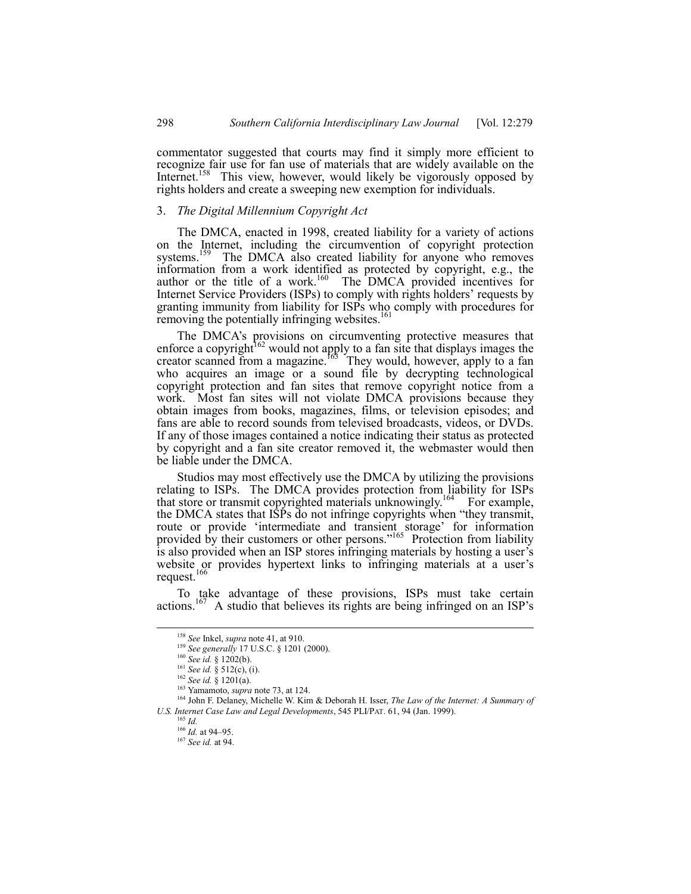commentator suggested that courts may find it simply more efficient to recognize fair use for fan use of materials that are widely available on the Internet.[158] This view, however, would likely be vigorously opposed by rights holders and create a sweeping new exemption for individuals.

### 3. *The Digital Millennium Copyright Act*

The DMCA, enacted in 1998, created liability for a variety of actions on the Internet, including the circumvention of copyright protection systems.[159] The DMCA also created liability for anyone who removes information from a work identified as protected by copyright, e.g., the author or the title of a work.[160] The DMCA provided incentives for Internet Service Providers (ISPs) to comply with rights holders' requests by granting immunity from liability for ISPs who comply with procedures for removing the potentially infringing websites.[161]

The DMCA's provisions on circumventing protective measures that enforce a copyright[162] would not apply to a fan site that displays images the creator scanned from a magazine.[163] They would, however, apply to a fan who acquires an image or a sound file by decrypting technological copyright protection and fan sites that remove copyright notice from a work. Most fan sites will not violate DMCA provisions because they obtain images from books, magazines, films, or television episodes; and fans are able to record sounds from televised broadcasts, videos, or DVDs. If any of those images contained a notice indicating their status as protected by copyright and a fan site creator removed it, the webmaster would then be liable under the DMCA.

Studios may most effectively use the DMCA by utilizing the provisions relating to ISPs. The DMCA provides protection from liability for ISPs that store or transmit copyrighted materials unknowingly.[164] For example, the DMCA states that ISPs do not infringe copyrights when "they transmit, route or provide 'intermediate and transient storage' for information provided by their customers or other persons."[165] Protection from liability is also provided when an ISP stores infringing materials by hosting a user's website or provides hypertext links to infringing materials at a user's request.[166]

To take advantage of these provisions, ISPs must take certain actions.[167] A studio that believes its rights are being infringed on an ISP's

---

[158] *See* Inkel, *supra* note 41, at 910.

[159] *See generally* 17 U.S.C. § 1201 (2000).

[160] *See id.* § 1202(b).

[161] *See id.* § 512(c), (i).

[162] *See id.* § 1201(a).

[163] Yamamoto, *supra* note 73, at 124.

[164] John F. Delaney, Michelle W. Kim & Deborah H. Isser, *The Law of the Internet: A Summary of U.S. Internet Case Law and Legal Developments*, 545 PLI/PAT. 61, 94 (Jan. 1999).

[165] *Id.*

[166] *Id.* at 94–95.

[167] *See id.* at 94.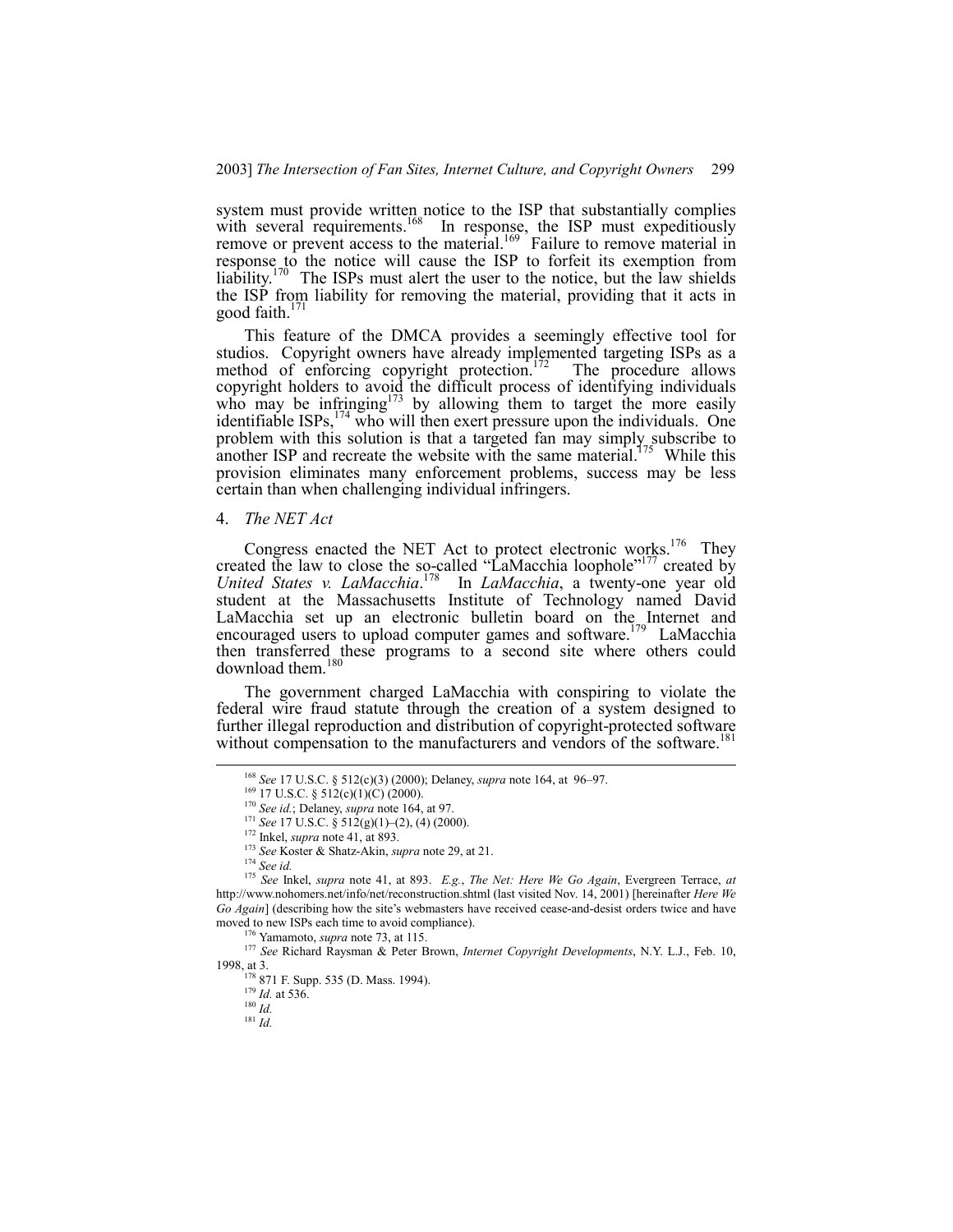system must provide written notice to the ISP that substantially complies with several requirements.[168] In response, the ISP must expeditiously remove or prevent access to the material.[169] Failure to remove material in response to the notice will cause the ISP to forfeit its exemption from liability.[170] The ISPs must alert the user to the notice, but the law shields the ISP from liability for removing the material, providing that it acts in good faith.[171]

This feature of the DMCA provides a seemingly effective tool for studios. Copyright owners have already implemented targeting ISPs as a method of enforcing copyright protection.[172] The procedure allows copyright holders to avoid the difficult process of identifying individuals who may be infringing[173] by allowing them to target the more easily identifiable ISPs,[174] who will then exert pressure upon the individuals. One problem with this solution is that a targeted fan may simply subscribe to another ISP and recreate the website with the same material.[175] While this provision eliminates many enforcement problems, success may be less certain than when challenging individual infringers.

4. *The NET Act*

Congress enacted the NET Act to protect electronic works.[176] They created the law to close the so-called "LaMacchia loophole"[177] created by *United States v. LaMacchia*.[178] In *LaMacchia*, a twenty-one year old student at the Massachusetts Institute of Technology named David LaMacchia set up an electronic bulletin board on the Internet and encouraged users to upload computer games and software.[179] LaMacchia then transferred these programs to a second site where others could download them.[180]

The government charged LaMacchia with conspiring to violate the federal wire fraud statute through the creation of a system designed to further illegal reproduction and distribution of copyright-protected software without compensation to the manufacturers and vendors of the software.[181]

---

[168] *See* 17 U.S.C. § 512(c)(3) (2000); Delaney, *supra* note 164, at 96–97.

[169] 17 U.S.C. § 512(c)(1)(C) (2000).

[170] *See id.*; Delaney, *supra* note 164, at 97.

[171] *See* 17 U.S.C. § 512(g)(1)–(2), (4) (2000).

[172] Inkel, *supra* note 41, at 893.

[173] *See* Koster & Shatz-Akin, *supra* note 29, at 21.

[174] *See id.*

[175] *See* Inkel, *supra* note 41, at 893. *E.g.*, *The Net: Here We Go Again*, Evergreen Terrace, *at* http://www.nohomers.net/info/net/reconstruction.shtml (last visited Nov. 14, 2001) [hereinafter *Here We Go Again*] (describing how the site's webmasters have received cease-and-desist orders twice and have moved to new ISPs each time to avoid compliance).

[176] Yamamoto, *supra* note 73, at 115.

[177] *See* Richard Raysman & Peter Brown, *Internet Copyright Developments*, N.Y. L.J., Feb. 10, 1998, at 3.

[178] 871 F. Supp. 535 (D. Mass. 1994).

[179] *Id.* at 536.

[180] *Id.*

[181] *Id.*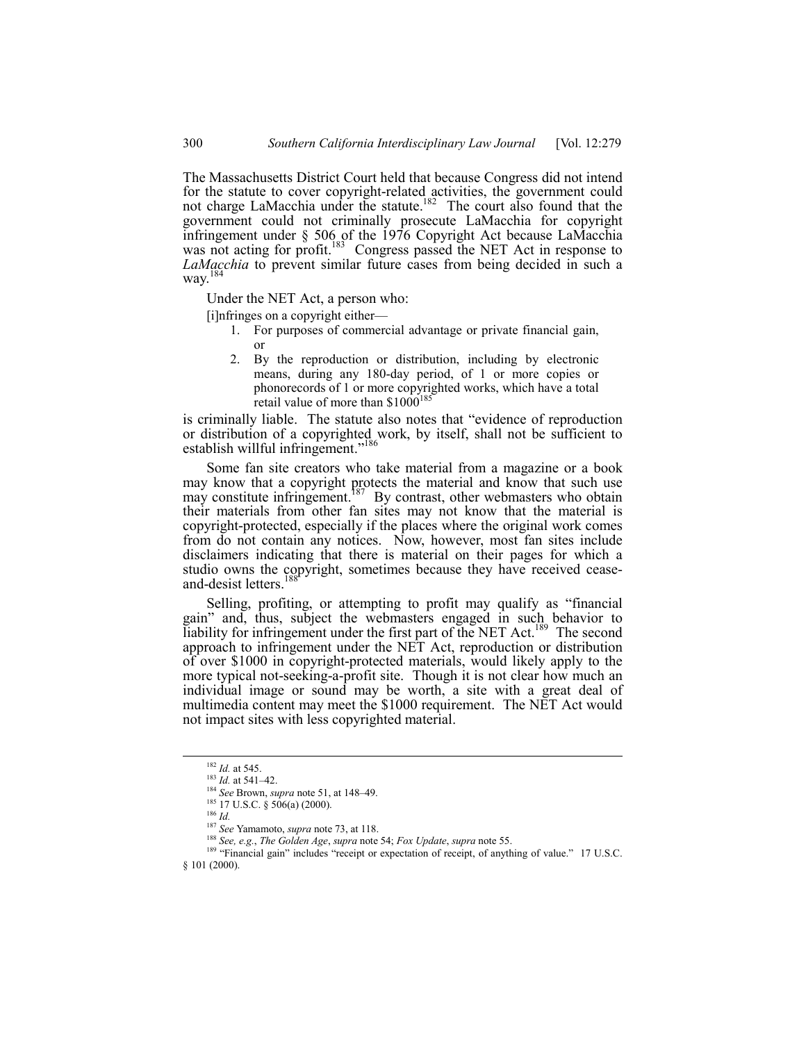The Massachusetts District Court held that because Congress did not intend for the statute to cover copyright-related activities, the government could not charge LaMacchia under the statute.[182] The court also found that the government could not criminally prosecute LaMacchia for copyright infringement under § 506 of the 1976 Copyright Act because LaMacchia was not acting for profit.[183] Congress passed the NET Act in response to *LaMacchia* to prevent similar future cases from being decided in such a way.[184]

Under the NET Act, a person who:

> [i]nfringes on a copyright either—
>
> 1. For purposes of commercial advantage or private financial gain, or
> 2. By the reproduction or distribution, including by electronic means, during any 180-day period, of 1 or more copies or phonorecords of 1 or more copyrighted works, which have a total retail value of more than $1000[185]

is criminally liable. The statute also notes that "evidence of reproduction or distribution of a copyrighted work, by itself, shall not be sufficient to establish willful infringement."[186]

Some fan site creators who take material from a magazine or a book may know that a copyright protects the material and know that such use may constitute infringement.[187] By contrast, other webmasters who obtain their materials from other fan sites may not know that the material is copyright-protected, especially if the places where the original work comes from do not contain any notices. Now, however, most fan sites include disclaimers indicating that there is material on their pages for which a studio owns the copyright, sometimes because they have received cease-and-desist letters.[188]

Selling, profiting, or attempting to profit may qualify as "financial gain" and, thus, subject the webmasters engaged in such behavior to liability for infringement under the first part of the NET Act.[189] The second approach to infringement under the NET Act, reproduction or distribution of over $1000 in copyright-protected materials, would likely apply to the more typical not-seeking-a-profit site. Though it is not clear how much an individual image or sound may be worth, a site with a great deal of multimedia content may meet the $1000 requirement. The NET Act would not impact sites with less copyrighted material.

---

[182] *Id.* at 545.

[183] *Id.* at 541–42.

[184] *See* Brown, *supra* note 51, at 148–49.

[185] 17 U.S.C. § 506(a) (2000).

[186] *Id.*

[187] *See* Yamamoto, *supra* note 73, at 118.

[188] *See, e.g.*, *The Golden Age*, *supra* note 54; *Fox Update*, *supra* note 55.

[189] "Financial gain" includes "receipt or expectation of receipt, of anything of value." 17 U.S.C. § 101 (2000).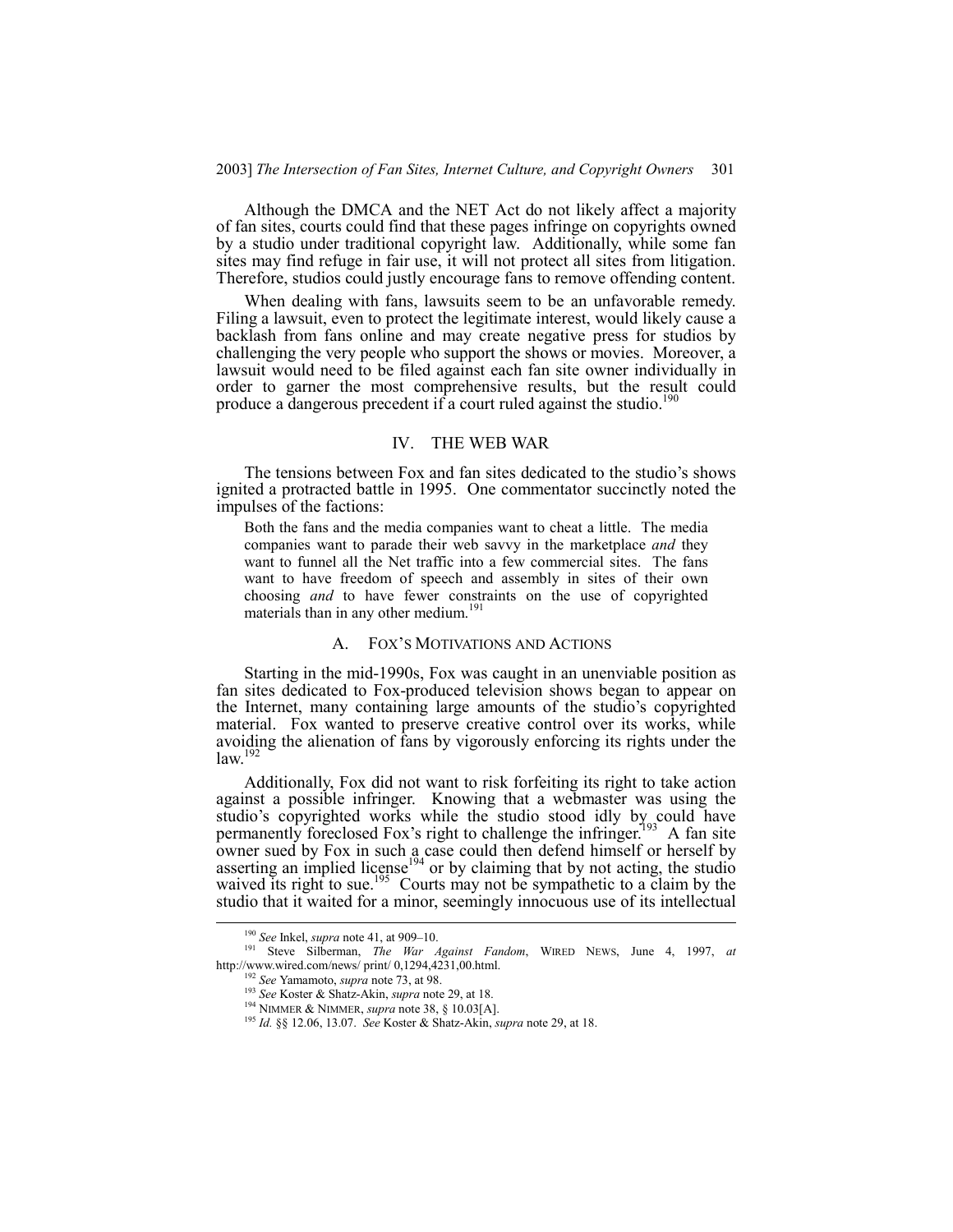Although the DMCA and the NET Act do not likely affect a majority of fan sites, courts could find that these pages infringe on copyrights owned by a studio under traditional copyright law. Additionally, while some fan sites may find refuge in fair use, it will not protect all sites from litigation. Therefore, studios could justly encourage fans to remove offending content.

When dealing with fans, lawsuits seem to be an unfavorable remedy. Filing a lawsuit, even to protect the legitimate interest, would likely cause a backlash from fans online and may create negative press for studios by challenging the very people who support the shows or movies. Moreover, a lawsuit would need to be filed against each fan site owner individually in order to garner the most comprehensive results, but the result could produce a dangerous precedent if a court ruled against the studio.[190]

## IV. THE WEB WAR

The tensions between Fox and fan sites dedicated to the studio's shows ignited a protracted battle in 1995. One commentator succinctly noted the impulses of the factions:

> Both the fans and the media companies want to cheat a little. The media companies want to parade their web savvy in the marketplace *and* they want to funnel all the Net traffic into a few commercial sites. The fans want to have freedom of speech and assembly in sites of their own choosing *and* to have fewer constraints on the use of copyrighted materials than in any other medium.[191]

### A. FOX'S MOTIVATIONS AND ACTIONS

Starting in the mid-1990s, Fox was caught in an unenviable position as fan sites dedicated to Fox-produced television shows began to appear on the Internet, many containing large amounts of the studio's copyrighted material. Fox wanted to preserve creative control over its works, while avoiding the alienation of fans by vigorously enforcing its rights under the law.[192]

Additionally, Fox did not want to risk forfeiting its right to take action against a possible infringer. Knowing that a webmaster was using the studio's copyrighted works while the studio stood idly by could have permanently foreclosed Fox's right to challenge the infringer.[193] A fan site owner sued by Fox in such a case could then defend himself or herself by asserting an implied license[194] or by claiming that by not acting, the studio waived its right to sue.[195] Courts may not be sympathetic to a claim by the studio that it waited for a minor, seemingly innocuous use of its intellectual

---

[190] *See* Inkel, *supra* note 41, at 909–10.

[191] Steve Silberman, *The War Against Fandom*, WIRED NEWS, June 4, 1997, *at* http://www.wired.com/news/ print/ 0,1294,4231,00.html.

[192] *See* Yamamoto, *supra* note 73, at 98.

[193] *See* Koster & Shatz-Akin, *supra* note 29, at 18.

[194] NIMMER & NIMMER, *supra* note 38, § 10.03[A].

[195] *Id.* §§ 12.06, 13.07. *See* Koster & Shatz-Akin, *supra* note 29, at 18.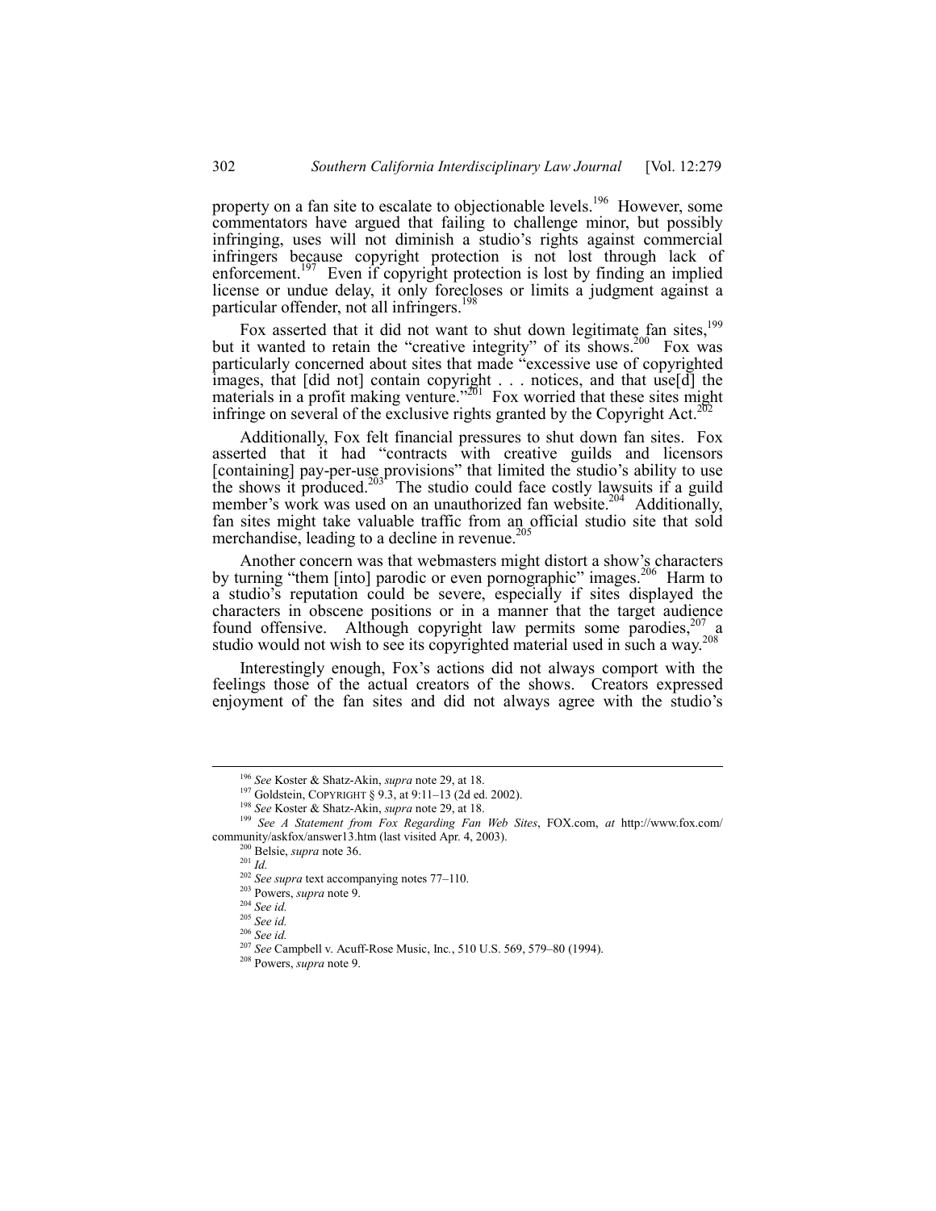property on a fan site to escalate to objectionable levels.[196] However, some commentators have argued that failing to challenge minor, but possibly infringing, uses will not diminish a studio's rights against commercial infringers because copyright protection is not lost through lack of enforcement.[197] Even if copyright protection is lost by finding an implied license or undue delay, it only forecloses or limits a judgment against a particular offender, not all infringers.[198]

Fox asserted that it did not want to shut down legitimate fan sites,[199] but it wanted to retain the "creative integrity" of its shows.[200] Fox was particularly concerned about sites that made "excessive use of copyrighted images, that [did not] contain copyright . . . notices, and that use[d] the materials in a profit making venture."[201] Fox worried that these sites might infringe on several of the exclusive rights granted by the Copyright Act.[202]

Additionally, Fox felt financial pressures to shut down fan sites. Fox asserted that it had "contracts with creative guilds and licensors [containing] pay-per-use provisions" that limited the studio's ability to use the shows it produced.[203] The studio could face costly lawsuits if a guild member's work was used on an unauthorized fan website.[204] Additionally, fan sites might take valuable traffic from an official studio site that sold merchandise, leading to a decline in revenue.[205]

Another concern was that webmasters might distort a show's characters by turning "them [into] parodic or even pornographic" images.[206] Harm to a studio's reputation could be severe, especially if sites displayed the characters in obscene positions or in a manner that the target audience found offensive. Although copyright law permits some parodies,[207] a studio would not wish to see its copyrighted material used in such a way.[208]

Interestingly enough, Fox's actions did not always comport with the feelings those of the actual creators of the shows. Creators expressed enjoyment of the fan sites and did not always agree with the studio's

---

[196] *See* Koster & Shatz-Akin, *supra* note 29, at 18.

[197] Goldstein, COPYRIGHT § 9.3, at 9:11–13 (2d ed. 2002).

[198] *See* Koster & Shatz-Akin, *supra* note 29, at 18.

[199] *See A Statement from Fox Regarding Fan Web Sites*, FOX.com, *at* http://www.fox.com/community/askfox/answer13.htm (last visited Apr. 4, 2003).

[200] Belsie, *supra* note 36.

[201] *Id.*

[202] *See supra* text accompanying notes 77–110.

[203] Powers, *supra* note 9.

[204] *See id.*

[205] *See id.*

[206] *See id.*

[207] *See* Campbell v. Acuff-Rose Music, Inc., 510 U.S. 569, 579–80 (1994).

[208] Powers, *supra* note 9.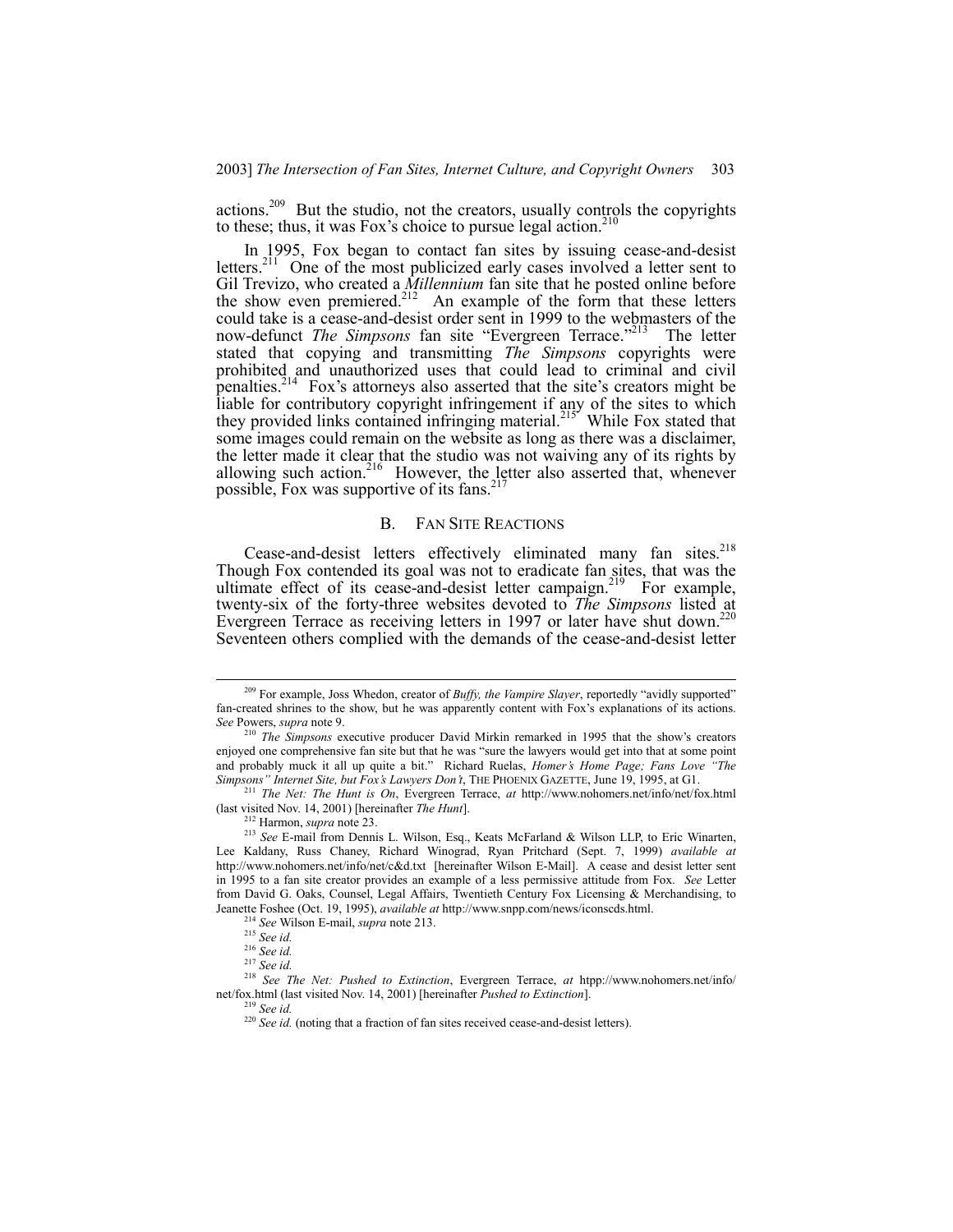actions.[209] But the studio, not the creators, usually controls the copyrights to these; thus, it was Fox's choice to pursue legal action.[210]

In 1995, Fox began to contact fan sites by issuing cease-and-desist letters.[211] One of the most publicized early cases involved a letter sent to Gil Trevizo, who created a *Millennium* fan site that he posted online before the show even premiered.[212] An example of the form that these letters could take is a cease-and-desist order sent in 1999 to the webmasters of the now-defunct *The Simpsons* fan site "Evergreen Terrace."[213] The letter stated that copying and transmitting *The Simpsons* copyrights were prohibited and unauthorized uses that could lead to criminal and civil penalties.[214] Fox's attorneys also asserted that the site's creators might be liable for contributory copyright infringement if any of the sites to which they provided links contained infringing material.[215] While Fox stated that some images could remain on the website as long as there was a disclaimer, the letter made it clear that the studio was not waiving any of its rights by allowing such action.[216] However, the letter also asserted that, whenever possible, Fox was supportive of its fans.[217]

### B. FAN SITE REACTIONS

Cease-and-desist letters effectively eliminated many fan sites.[218] Though Fox contended its goal was not to eradicate fan sites, that was the ultimate effect of its cease-and-desist letter campaign.[219] For example, twenty-six of the forty-three websites devoted to *The Simpsons* listed at Evergreen Terrace as receiving letters in 1997 or later have shut down.[220] Seventeen others complied with the demands of the cease-and-desist letter

---

[209] For example, Joss Whedon, creator of *Buffy, the Vampire Slayer*, reportedly "avidly supported" fan-created shrines to the show, but he was apparently content with Fox's explanations of its actions. *See* Powers, *supra* note 9.

[210] *The Simpsons* executive producer David Mirkin remarked in 1995 that the show's creators enjoyed one comprehensive fan site but that he was "sure the lawyers would get into that at some point and probably muck it all up quite a bit." Richard Ruelas, *Homer's Home Page; Fans Love "The Simpsons" Internet Site, but Fox's Lawyers Don't*, THE PHOENIX GAZETTE, June 19, 1995, at G1.

[211] *The Net: The Hunt is On*, Evergreen Terrace, *at* http://www.nohomers.net/info/net/fox.html (last visited Nov. 14, 2001) [hereinafter *The Hunt*].

[212] Harmon, *supra* note 23.

[213] *See* E-mail from Dennis L. Wilson, Esq., Keats McFarland & Wilson LLP, to Eric Winarten, Lee Kaldany, Russ Chaney, Richard Winograd, Ryan Pritchard (Sept. 7, 1999) *available at* http://www.nohomers.net/info/net/c&d.txt [hereinafter Wilson E-Mail]. A cease and desist letter sent in 1995 to a fan site creator provides an example of a less permissive attitude from Fox. *See* Letter from David G. Oaks, Counsel, Legal Affairs, Twentieth Century Fox Licensing & Merchandising, to Jeanette Foshee (Oct. 19, 1995), *available at* http://www.snpp.com/news/iconscds.html.

[214] *See* Wilson E-mail, *supra* note 213.

[215] *See id.*

[216] *See id.*

[217] *See id.*

[218] *See The Net: Pushed to Extinction*, Evergreen Terrace, *at* htpp://www.nohomers.net/info/net/fox.html (last visited Nov. 14, 2001) [hereinafter *Pushed to Extinction*].

[219] *See id.*

[220] *See id.* (noting that a fraction of fan sites received cease-and-desist letters).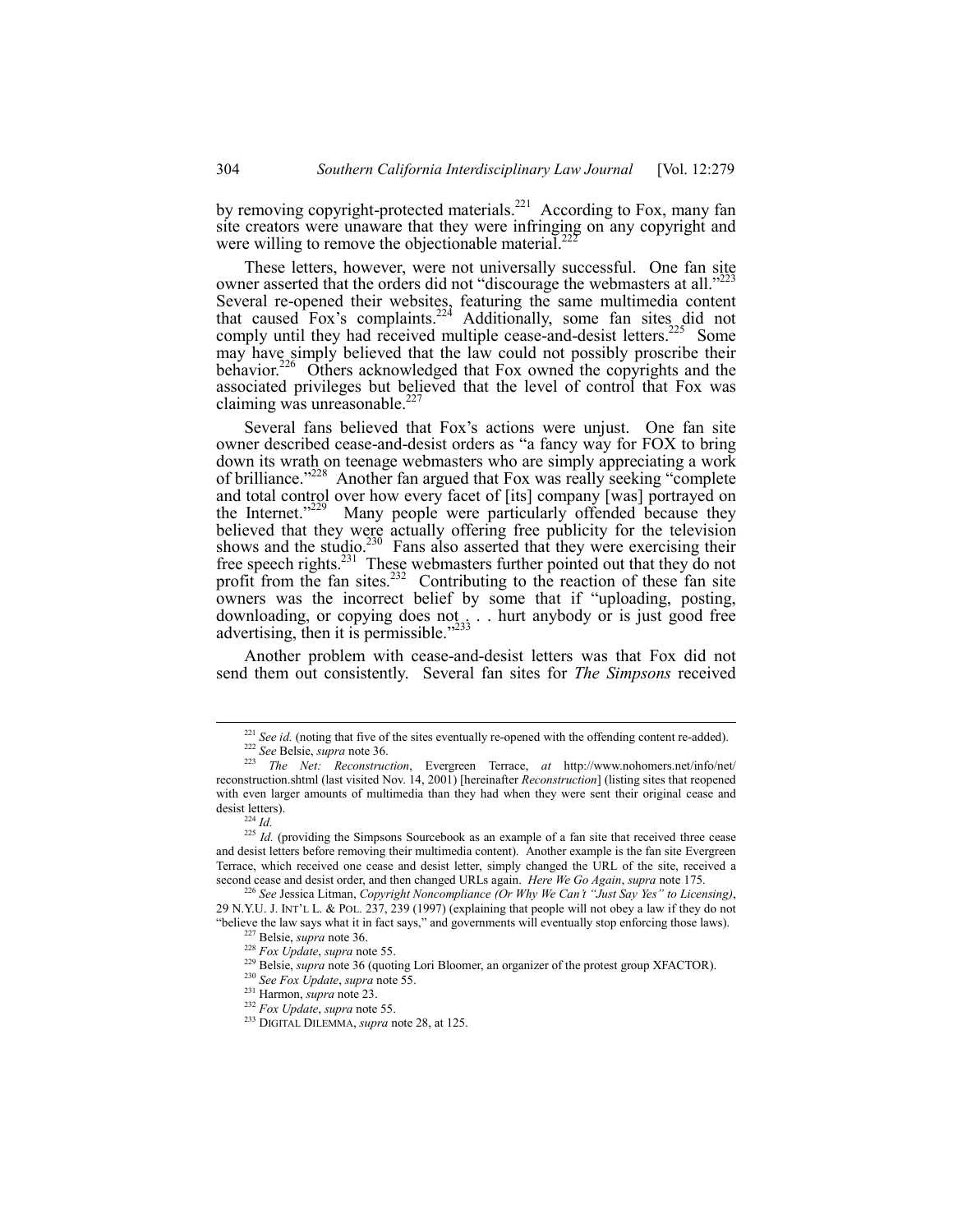by removing copyright-protected materials.[221] According to Fox, many fan site creators were unaware that they were infringing on any copyright and were willing to remove the objectionable material.[222]

These letters, however, were not universally successful. One fan site owner asserted that the orders did not "discourage the webmasters at all."[223] Several re-opened their websites, featuring the same multimedia content that caused Fox's complaints.[224] Additionally, some fan sites did not comply until they had received multiple cease-and-desist letters.[225] Some may have simply believed that the law could not possibly proscribe their behavior.[226] Others acknowledged that Fox owned the copyrights and the associated privileges but believed that the level of control that Fox was claiming was unreasonable.[227]

Several fans believed that Fox's actions were unjust. One fan site owner described cease-and-desist orders as "a fancy way for FOX to bring down its wrath on teenage webmasters who are simply appreciating a work of brilliance."[228] Another fan argued that Fox was really seeking "complete and total control over how every facet of [its] company [was] portrayed on the Internet."[229] Many people were particularly offended because they believed that they were actually offering free publicity for the television shows and the studio.[230] Fans also asserted that they were exercising their free speech rights.[231] These webmasters further pointed out that they do not profit from the fan sites.[232] Contributing to the reaction of these fan site owners was the incorrect belief by some that if "uploading, posting, downloading, or copying does not . . . hurt anybody or is just good free advertising, then it is permissible."[233]

Another problem with cease-and-desist letters was that Fox did not send them out consistently. Several fan sites for *The Simpsons* received

---

[221] *See id.* (noting that five of the sites eventually re-opened with the offending content re-added).

[222] *See* Belsie, *supra* note 36.

[223] *The Net: Reconstruction*, Evergreen Terrace, *at* http://www.nohomers.net/info/net/reconstruction.shtml (last visited Nov. 14, 2001) [hereinafter *Reconstruction*] (listing sites that reopened with even larger amounts of multimedia than they had when they were sent their original cease and desist letters).

[224] *Id.*

[225] *Id.* (providing the Simpsons Sourcebook as an example of a fan site that received three cease and desist letters before removing their multimedia content). Another example is the fan site Evergreen Terrace, which received one cease and desist letter, simply changed the URL of the site, received a second cease and desist order, and then changed URLs again. *Here We Go Again*, *supra* note 175.

[226] *See* Jessica Litman, *Copyright Noncompliance (Or Why We Can't "Just Say Yes" to Licensing)*, 29 N.Y.U. J. INT'L L. & POL. 237, 239 (1997) (explaining that people will not obey a law if they do not "believe the law says what it in fact says," and governments will eventually stop enforcing those laws).

[227] Belsie, *supra* note 36.

[228] *Fox Update*, *supra* note 55.

[229] Belsie, *supra* note 36 (quoting Lori Bloomer, an organizer of the protest group XFACTOR).

[230] *See Fox Update*, *supra* note 55.

[231] Harmon, *supra* note 23.

[232] *Fox Update*, *supra* note 55.

[233] DIGITAL DILEMMA, *supra* note 28, at 125.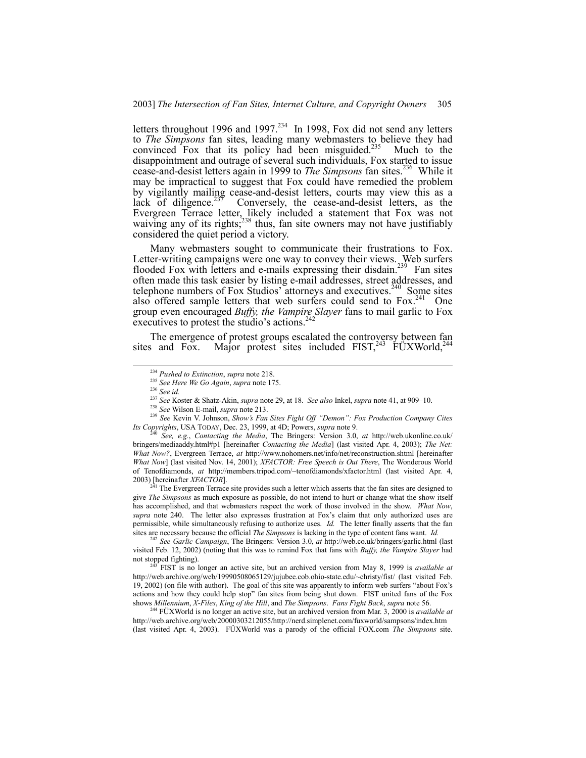letters throughout 1996 and 1997.[234] In 1998, Fox did not send any letters to *The Simpsons* fan sites, leading many webmasters to believe they had convinced Fox that its policy had been misguided.[235] Much to the disappointment and outrage of several such individuals, Fox started to issue cease-and-desist letters again in 1999 to *The Simpsons* fan sites.[236] While it may be impractical to suggest that Fox could have remedied the problem by vigilantly mailing cease-and-desist letters, courts may view this as a lack of diligence.[237] Conversely, the cease-and-desist letters, as the Evergreen Terrace letter, likely included a statement that Fox was not waiving any of its rights;[238] thus, fan site owners may not have justifiably considered the quiet period a victory.

Many webmasters sought to communicate their frustrations to Fox. Letter-writing campaigns were one way to convey their views. Web surfers flooded Fox with letters and e-mails expressing their disdain.[239] Fan sites often made this task easier by listing e-mail addresses, street addresses, and telephone numbers of Fox Studios' attorneys and executives.[240] Some sites also offered sample letters that web surfers could send to Fox.[241] One group even encouraged *Buffy, the Vampire Slayer* fans to mail garlic to Fox executives to protest the studio's actions.[242]

The emergence of protest groups escalated the controversy between fan sites and Fox. Major protest sites included FIST,[243] FÜXWorld,[244]

---

[234] *Pushed to Extinction*, *supra* note 218.

[235] *See Here We Go Again*, *supra* note 175.

[236] *See id.*

[237] *See* Koster & Shatz-Akin, *supra* note 29, at 18. *See also* Inkel, *supra* note 41, at 909–10.

[238] *See* Wilson E-mail, *supra* note 213.

[239] *See* Kevin V. Johnson, *Show's Fan Sites Fight Off "Demon": Fox Production Company Cites Its Copyrights*, USA TODAY, Dec. 23, 1999, at 4D; Powers, *supra* note 9.

[240] *See, e.g.*, *Contacting the Media*, The Bringers: Version 3.0, *at* http://web.ukonline.co.uk/bringers/mediaaddy.html#p1 [hereinafter *Contacting the Media*] (last visited Apr. 4, 2003); *The Net: What Now?*, Evergreen Terrace, *at* http://www.nohomers.net/info/net/reconstruction.shtml [hereinafter *What Now*] (last visited Nov. 14, 2001); *XFACTOR: Free Speech is Out There*, The Wonderous World of Tenofdiamonds, *at* http://members.tripod.com/~tenofdiamonds/xfactor.html (last visited Apr. 4, 2003) [hereinafter *XFACTOR*].

[241] The Evergreen Terrace site provides such a letter which asserts that the fan sites are designed to give *The Simpsons* as much exposure as possible, do not intend to hurt or change what the show itself has accomplished, and that webmasters respect the work of those involved in the show. *What Now*, *supra* note 240. The letter also expresses frustration at Fox's claim that only authorized uses are permissible, while simultaneously refusing to authorize uses. *Id.* The letter finally asserts that the fan sites are necessary because the official *The Simpsons* is lacking in the type of content fans want. *Id.*

[242] *See Garlic Campaign*, The Bringers: Version 3.0, *at* http://web.co.uk/bringers/garlic.html (last visited Feb. 12, 2002) (noting that this was to remind Fox that fans with *Buffy, the Vampire Slayer* had not stopped fighting).

[243] FIST is no longer an active site, but an archived version from May 8, 1999 is *available at* http://web.archive.org/web/19990508065129/jujubee.cob.ohio-state.edu/~christy/fist/ (last visited Feb. 19, 2002) (on file with author). The goal of this site was apparently to inform web surfers "about Fox's actions and how they could help stop" fan sites from being shut down. FIST united fans of the Fox shows *Millennium*, *X-Files*, *King of the Hill*, and *The Simpsons*. *Fans Fight Back*, *supra* note 56.

[244] FÜXWorld is no longer an active site, but an archived version from Mar. 3, 2000 is *available at* http://web.archive.org/web/20000303212055/http://nerd.simplenet.com/fuxworld/sampsons/index.htm (last visited Apr. 4, 2003). FÜXWorld was a parody of the official FOX.com *The Simpsons* site.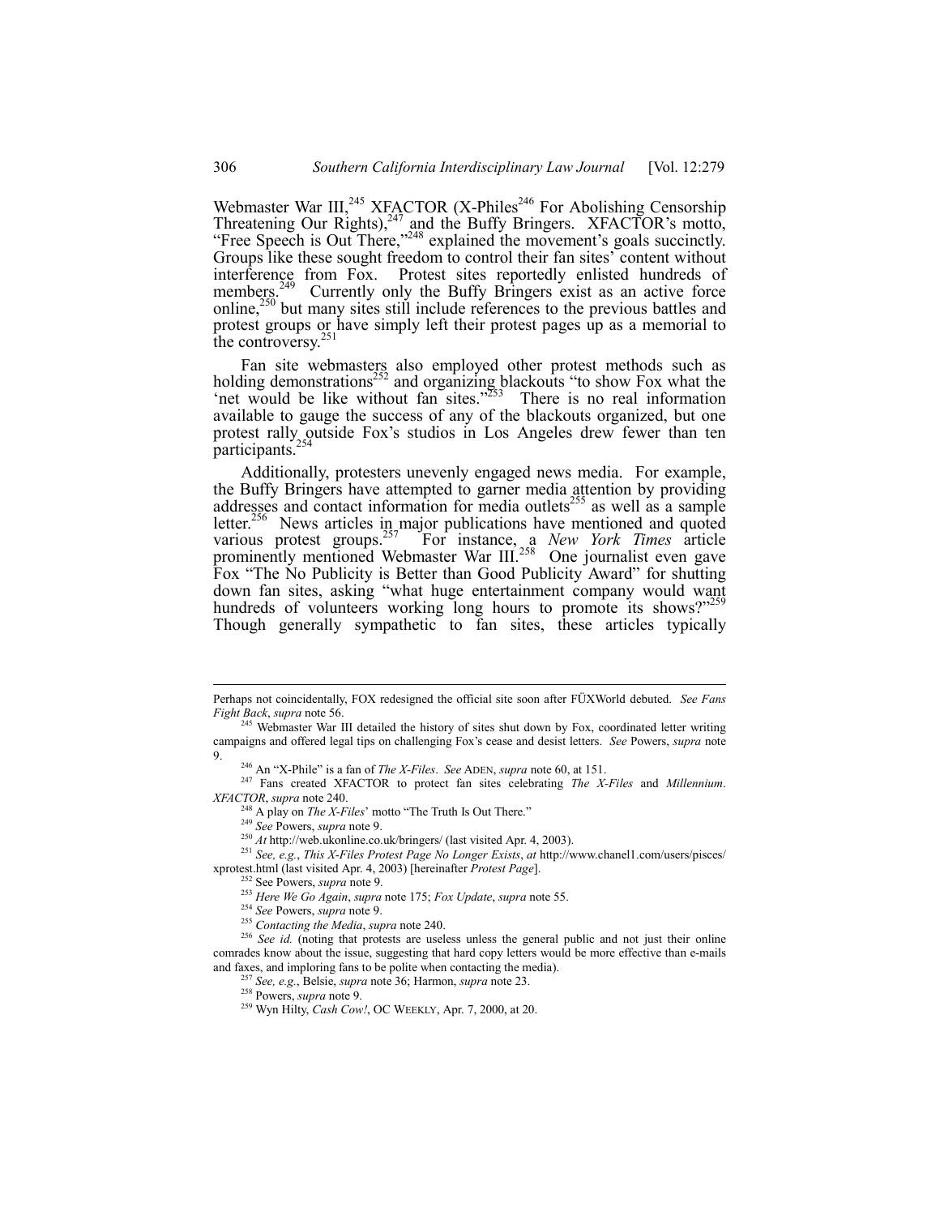Webmaster War III,[245] XFACTOR (X-Philes[246] For Abolishing Censorship Threatening Our Rights),[247] and the Buffy Bringers. XFACTOR's motto, "Free Speech is Out There,"[248] explained the movement's goals succinctly. Groups like these sought freedom to control their fan sites' content without interference from Fox. Protest sites reportedly enlisted hundreds of members.[249] Currently only the Buffy Bringers exist as an active force online,[250] but many sites still include references to the previous battles and protest groups or have simply left their protest pages up as a memorial to the controversy.[251]

Fan site webmasters also employed other protest methods such as holding demonstrations[252] and organizing blackouts "to show Fox what the 'net would be like without fan sites."[253] There is no real information available to gauge the success of any of the blackouts organized, but one protest rally outside Fox's studios in Los Angeles drew fewer than ten participants.[254]

Additionally, protesters unevenly engaged news media. For example, the Buffy Bringers have attempted to garner media attention by providing addresses and contact information for media outlets[255] as well as a sample letter.[256] News articles in major publications have mentioned and quoted various protest groups.[257] For instance, a *New York Times* article prominently mentioned Webmaster War III.[258] One journalist even gave Fox "The No Publicity is Better than Good Publicity Award" for shutting down fan sites, asking "what huge entertainment company would want hundreds of volunteers working long hours to promote its shows?"[259] Though generally sympathetic to fan sites, these articles typically

---

Perhaps not coincidentally, FOX redesigned the official site soon after FÜXWorld debuted. *See Fans Fight Back*, *supra* note 56.

[245] Webmaster War III detailed the history of sites shut down by Fox, coordinated letter writing campaigns and offered legal tips on challenging Fox's cease and desist letters. *See* Powers, *supra* note 9.

[246] An "X-Phile" is a fan of *The X-Files*. *See* ADEN, *supra* note 60, at 151.

[247] Fans created XFACTOR to protect fan sites celebrating *The X-Files* and *Millennium*. *XFACTOR*, *supra* note 240.

[248] A play on *The X-Files*' motto "The Truth Is Out There."

[249] *See* Powers, *supra* note 9.

[250] *At* http://web.ukonline.co.uk/bringers/ (last visited Apr. 4, 2003).

[251] *See, e.g.*, *This X-Files Protest Page No Longer Exists*, *at* http://www.chanel1.com/users/pisces/xprotest.html (last visited Apr. 4, 2003) [hereinafter *Protest Page*].

[252] See Powers, *supra* note 9.

[253] *Here We Go Again*, *supra* note 175; *Fox Update*, *supra* note 55.

[254] *See* Powers, *supra* note 9.

[255] *Contacting the Media*, *supra* note 240.

[256] *See id.* (noting that protests are useless unless the general public and not just their online comrades know about the issue, suggesting that hard copy letters would be more effective than e-mails and faxes, and imploring fans to be polite when contacting the media).

[257] *See, e.g.*, Belsie, *supra* note 36; Harmon, *supra* note 23.

[258] Powers, *supra* note 9.

[259] Wyn Hilty, *Cash Cow!*, OC WEEKLY, Apr. 7, 2000, at 20.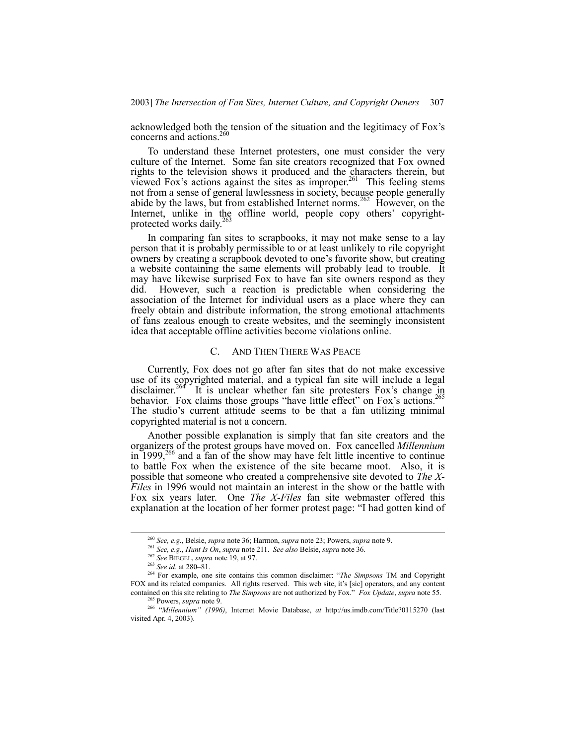acknowledged both the tension of the situation and the legitimacy of Fox's concerns and actions.[260]

To understand these Internet protesters, one must consider the very culture of the Internet. Some fan site creators recognized that Fox owned rights to the television shows it produced and the characters therein, but viewed Fox's actions against the sites as improper.[261] This feeling stems not from a sense of general lawlessness in society, because people generally abide by the laws, but from established Internet norms.[262] However, on the Internet, unlike in the offline world, people copy others' copyright-protected works daily.[263]

In comparing fan sites to scrapbooks, it may not make sense to a lay person that it is probably permissible to or at least unlikely to rile copyright owners by creating a scrapbook devoted to one's favorite show, but creating a website containing the same elements will probably lead to trouble. It may have likewise surprised Fox to have fan site owners respond as they did. However, such a reaction is predictable when considering the association of the Internet for individual users as a place where they can freely obtain and distribute information, the strong emotional attachments of fans zealous enough to create websites, and the seemingly inconsistent idea that acceptable offline activities become violations online.

### C. AND THEN THERE WAS PEACE

Currently, Fox does not go after fan sites that do not make excessive use of its copyrighted material, and a typical fan site will include a legal disclaimer.[264] It is unclear whether fan site protesters Fox's change in behavior. Fox claims those groups "have little effect" on Fox's actions.[265] The studio's current attitude seems to be that a fan utilizing minimal copyrighted material is not a concern.

Another possible explanation is simply that fan site creators and the organizers of the protest groups have moved on. Fox cancelled *Millennium* in 1999,[266] and a fan of the show may have felt little incentive to continue to battle Fox when the existence of the site became moot. Also, it is possible that someone who created a comprehensive site devoted to *The X-Files* in 1996 would not maintain an interest in the show or the battle with Fox six years later. One *The X-Files* fan site webmaster offered this explanation at the location of her former protest page: "I had gotten kind of

---

[260] *See, e.g.*, Belsie, *supra* note 36; Harmon, *supra* note 23; Powers, *supra* note 9.

[261] *See, e.g.*, *Hunt Is On*, *supra* note 211. *See also* Belsie, *supra* note 36.

[262] *See* BIEGEL, *supra* note 19, at 97.

[263] *See id.* at 280–81.

[264] For example, one site contains this common disclaimer: "*The Simpsons* TM and Copyright FOX and its related companies. All rights reserved. This web site, it's [sic] operators, and any content contained on this site relating to *The Simpsons* are not authorized by Fox." *Fox Update*, *supra* note 55.

[265] Powers, *supra* note 9.

[266] "*Millennium" (1996)*, Internet Movie Database, *at* http://us.imdb.com/Title?0115270 (last visited Apr. 4, 2003).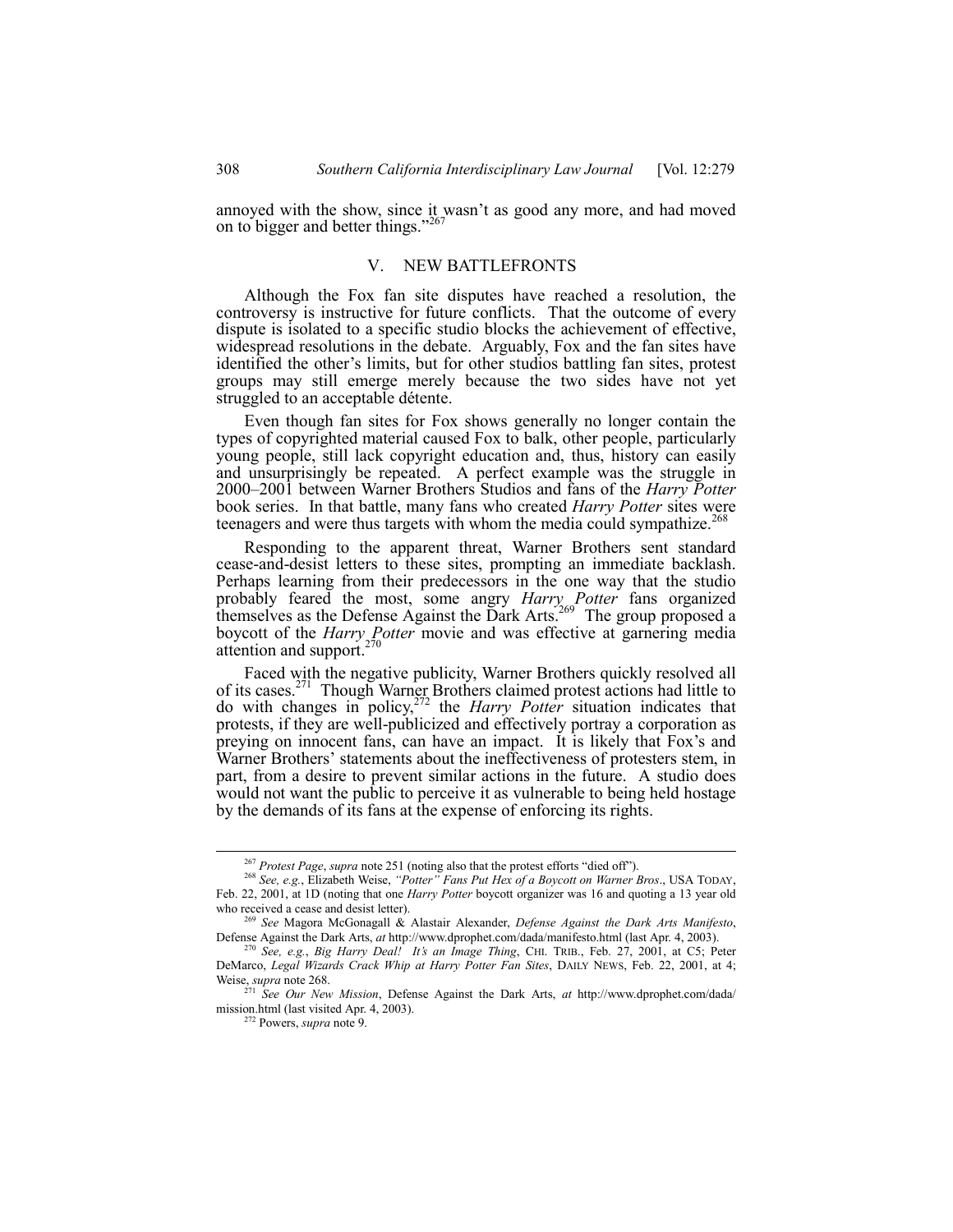annoyed with the show, since it wasn't as good any more, and had moved on to bigger and better things."[267]

## V. NEW BATTLEFRONTS

Although the Fox fan site disputes have reached a resolution, the controversy is instructive for future conflicts. That the outcome of every dispute is isolated to a specific studio blocks the achievement of effective, widespread resolutions in the debate. Arguably, Fox and the fan sites have identified the other's limits, but for other studios battling fan sites, protest groups may still emerge merely because the two sides have not yet struggled to an acceptable détente.

Even though fan sites for Fox shows generally no longer contain the types of copyrighted material caused Fox to balk, other people, particularly young people, still lack copyright education and, thus, history can easily and unsurprisingly be repeated. A perfect example was the struggle in 2000–2001 between Warner Brothers Studios and fans of the *Harry Potter* book series. In that battle, many fans who created *Harry Potter* sites were teenagers and were thus targets with whom the media could sympathize.[268]

Responding to the apparent threat, Warner Brothers sent standard cease-and-desist letters to these sites, prompting an immediate backlash. Perhaps learning from their predecessors in the one way that the studio probably feared the most, some angry *Harry Potter* fans organized themselves as the Defense Against the Dark Arts.[269] The group proposed a boycott of the *Harry Potter* movie and was effective at garnering media attention and support.[270]

Faced with the negative publicity, Warner Brothers quickly resolved all of its cases.[271] Though Warner Brothers claimed protest actions had little to do with changes in policy,[272] the *Harry Potter* situation indicates that protests, if they are well-publicized and effectively portray a corporation as preying on innocent fans, can have an impact. It is likely that Fox's and Warner Brothers' statements about the ineffectiveness of protesters stem, in part, from a desire to prevent similar actions in the future. A studio does would not want the public to perceive it as vulnerable to being held hostage by the demands of its fans at the expense of enforcing its rights.

---

[267] *Protest Page*, *supra* note 251 (noting also that the protest efforts "died off").

[268] *See, e.g.*, Elizabeth Weise, *"Potter" Fans Put Hex of a Boycott on Warner Bros*., USA TODAY, Feb. 22, 2001, at 1D (noting that one *Harry Potter* boycott organizer was 16 and quoting a 13 year old who received a cease and desist letter).

[269] *See* Magora McGonagall & Alastair Alexander, *Defense Against the Dark Arts Manifesto*, Defense Against the Dark Arts, *at* http://www.dprophet.com/dada/manifesto.html (last Apr. 4, 2003).

[270] *See, e.g.*, *Big Harry Deal! It's an Image Thing*, CHI. TRIB., Feb. 27, 2001, at C5; Peter DeMarco, *Legal Wizards Crack Whip at Harry Potter Fan Sites*, DAILY NEWS, Feb. 22, 2001, at 4; Weise, *supra* note 268.

[271] *See Our New Mission*, Defense Against the Dark Arts, *at* http://www.dprophet.com/dada/mission.html (last visited Apr. 4, 2003).

[272] Powers, *supra* note 9.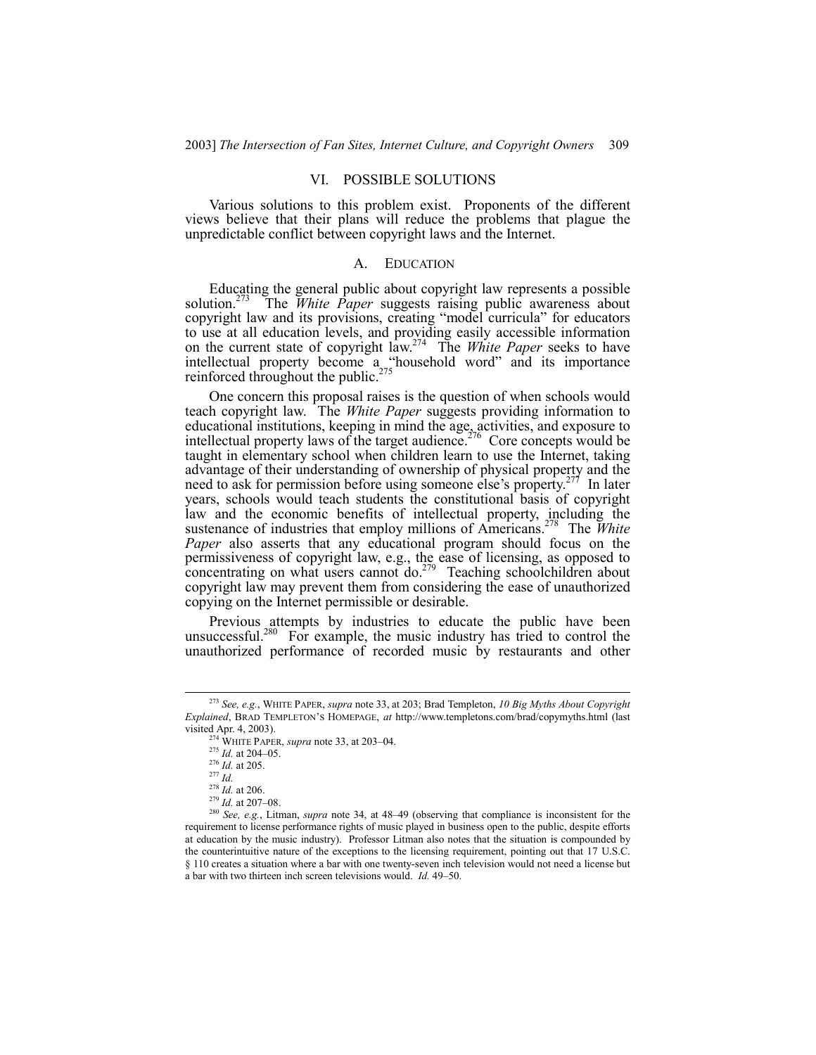## VI. POSSIBLE SOLUTIONS

Various solutions to this problem exist. Proponents of the different views believe that their plans will reduce the problems that plague the unpredictable conflict between copyright laws and the Internet.

### A. EDUCATION

Educating the general public about copyright law represents a possible solution.[273] The *White Paper* suggests raising public awareness about copyright law and its provisions, creating "model curricula" for educators to use at all education levels, and providing easily accessible information on the current state of copyright law.[274] The *White Paper* seeks to have intellectual property become a "household word" and its importance reinforced throughout the public.[275]

One concern this proposal raises is the question of when schools would teach copyright law. The *White Paper* suggests providing information to educational institutions, keeping in mind the age, activities, and exposure to intellectual property laws of the target audience.[276] Core concepts would be taught in elementary school when children learn to use the Internet, taking advantage of their understanding of ownership of physical property and the need to ask for permission before using someone else's property.[277] In later years, schools would teach students the constitutional basis of copyright law and the economic benefits of intellectual property, including the sustenance of industries that employ millions of Americans.[278] The *White Paper* also asserts that any educational program should focus on the permissiveness of copyright law, e.g., the ease of licensing, as opposed to concentrating on what users cannot do.[279] Teaching schoolchildren about copyright law may prevent them from considering the ease of unauthorized copying on the Internet permissible or desirable.

Previous attempts by industries to educate the public have been unsuccessful.[280] For example, the music industry has tried to control the unauthorized performance of recorded music by restaurants and other

---

[273] *See, e.g.*, WHITE PAPER, *supra* note 33, at 203; Brad Templeton, *10 Big Myths About Copyright Explained*, BRAD TEMPLETON'S HOMEPAGE, *at* http://www.templetons.com/brad/copymyths.html (last visited Apr. 4, 2003).

[274] WHITE PAPER, *supra* note 33, at 203–04.

[275] *Id.* at 204–05.

[276] *Id.* at 205.

[277] *Id.*

[278] *Id.* at 206.

[279] *Id.* at 207–08.

[280] *See, e.g.*, Litman, *supra* note 34, at 48–49 (observing that compliance is inconsistent for the requirement to license performance rights of music played in business open to the public, despite efforts at education by the music industry). Professor Litman also notes that the situation is compounded by the counterintuitive nature of the exceptions to the licensing requirement, pointing out that 17 U.S.C. § 110 creates a situation where a bar with one twenty-seven inch television would not need a license but a bar with two thirteen inch screen televisions would. *Id.* 49–50.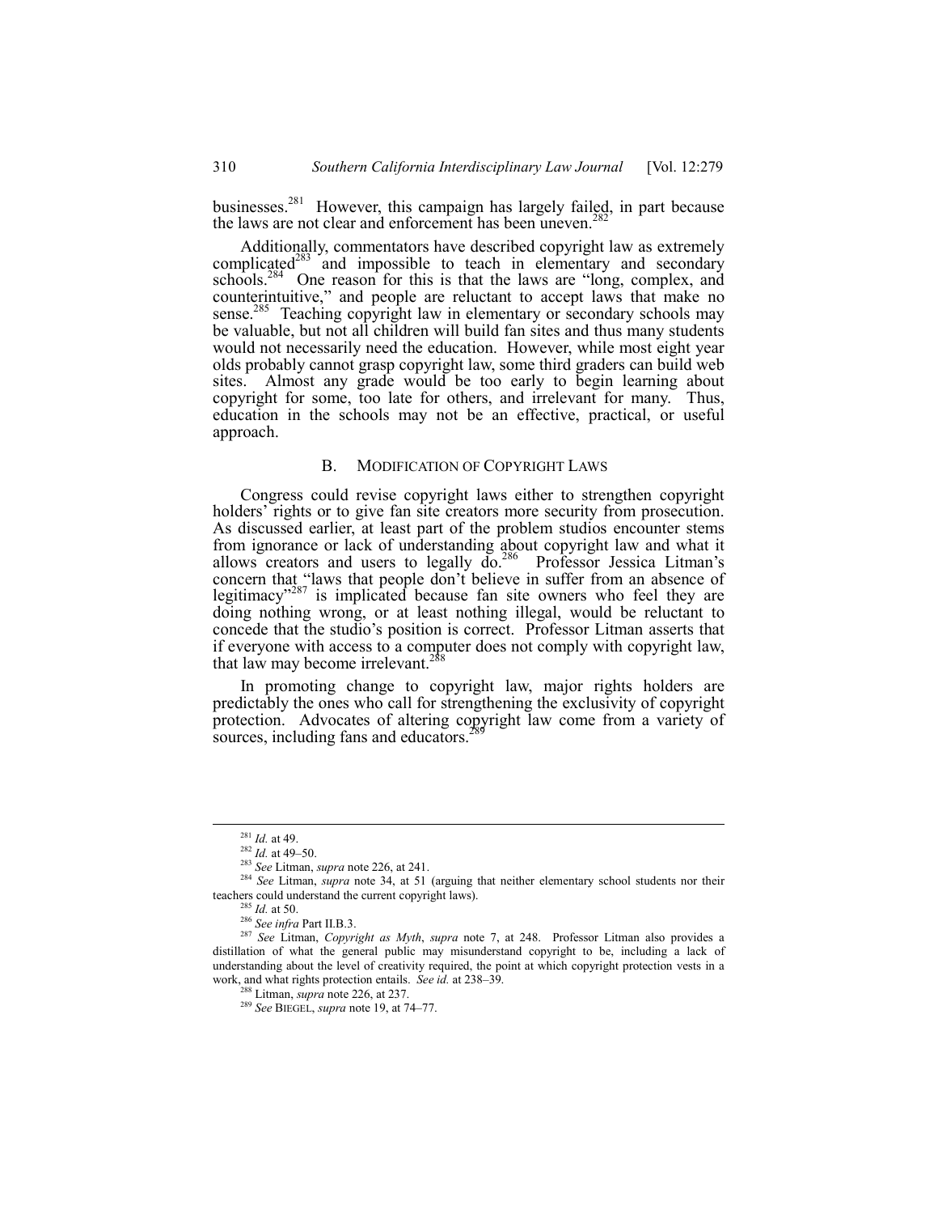businesses.[281] However, this campaign has largely failed, in part because the laws are not clear and enforcement has been uneven.[282]

Additionally, commentators have described copyright law as extremely complicated[283] and impossible to teach in elementary and secondary schools.[284] One reason for this is that the laws are "long, complex, and counterintuitive," and people are reluctant to accept laws that make no sense.[285] Teaching copyright law in elementary or secondary schools may be valuable, but not all children will build fan sites and thus many students would not necessarily need the education. However, while most eight year olds probably cannot grasp copyright law, some third graders can build web sites. Almost any grade would be too early to begin learning about copyright for some, too late for others, and irrelevant for many. Thus, education in the schools may not be an effective, practical, or useful approach.

## B. MODIFICATION OF COPYRIGHT LAWS

Congress could revise copyright laws either to strengthen copyright holders' rights or to give fan site creators more security from prosecution. As discussed earlier, at least part of the problem studios encounter stems from ignorance or lack of understanding about copyright law and what it allows creators and users to legally do.[286] Professor Jessica Litman's concern that "laws that people don't believe in suffer from an absence of legitimacy"[287] is implicated because fan site owners who feel they are doing nothing wrong, or at least nothing illegal, would be reluctant to concede that the studio's position is correct. Professor Litman asserts that if everyone with access to a computer does not comply with copyright law, that law may become irrelevant.[288]

In promoting change to copyright law, major rights holders are predictably the ones who call for strengthening the exclusivity of copyright protection. Advocates of altering copyright law come from a variety of sources, including fans and educators.[289]

---

[281] *Id.* at 49.

[282] *Id.* at 49–50.

[283] *See* Litman, *supra* note 226, at 241.

[284] *See* Litman, *supra* note 34, at 51 (arguing that neither elementary school students nor their teachers could understand the current copyright laws).

[285] *Id.* at 50.

[286] *See infra* Part II.B.3.

[287] *See* Litman, *Copyright as Myth*, *supra* note 7, at 248. Professor Litman also provides a distillation of what the general public may misunderstand copyright to be, including a lack of understanding about the level of creativity required, the point at which copyright protection vests in a work, and what rights protection entails. *See id.* at 238–39.

[288] Litman, *supra* note 226, at 237.

[289] *See* BIEGEL, *supra* note 19, at 74–77.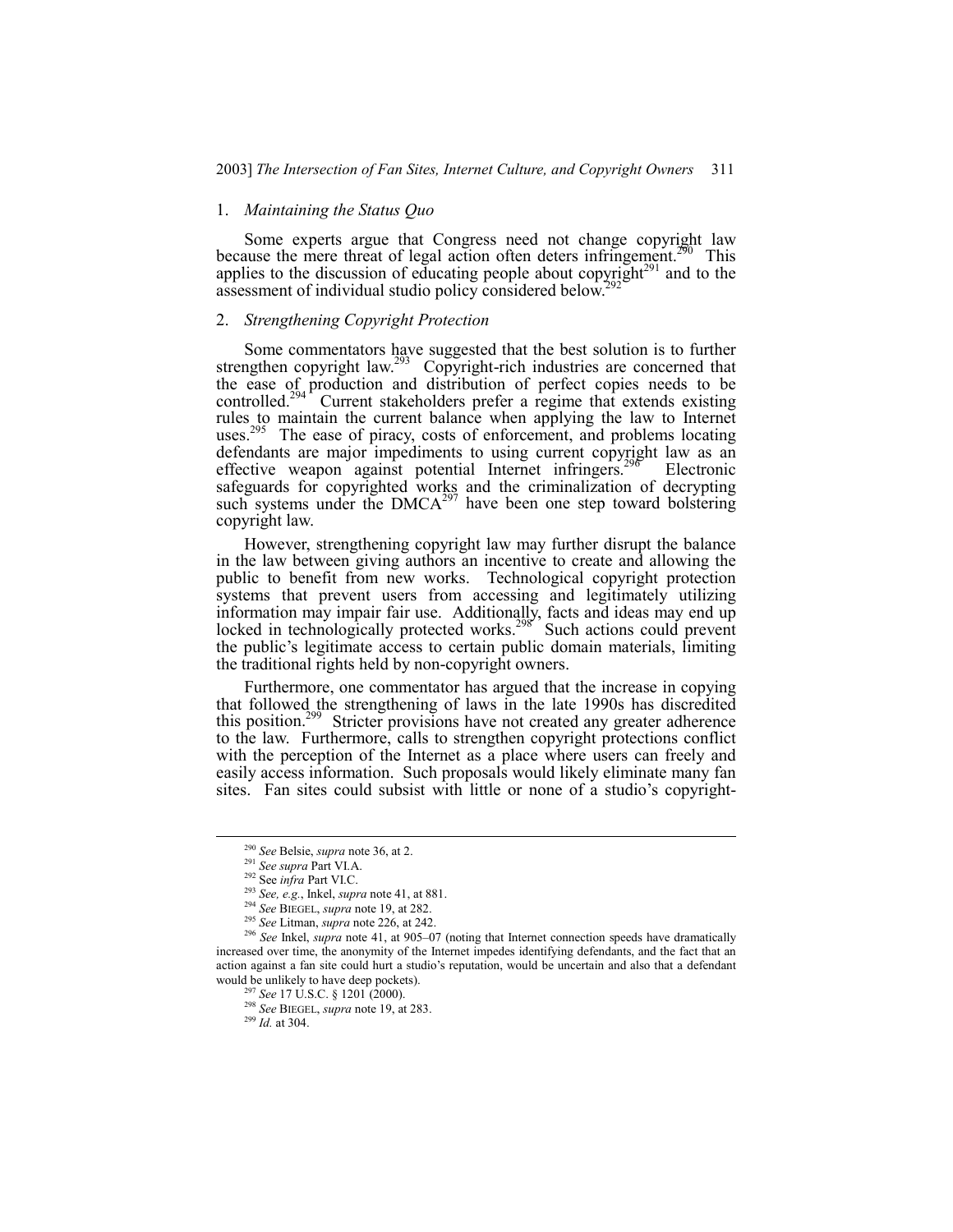### 1. *Maintaining the Status Quo*

Some experts argue that Congress need not change copyright law because the mere threat of legal action often deters infringement.[290] This applies to the discussion of educating people about copyright[291] and to the assessment of individual studio policy considered below.[292]

### 2. *Strengthening Copyright Protection*

Some commentators have suggested that the best solution is to further strengthen copyright law.[293] Copyright-rich industries are concerned that the ease of production and distribution of perfect copies needs to be controlled.[294] Current stakeholders prefer a regime that extends existing rules to maintain the current balance when applying the law to Internet uses.[295] The ease of piracy, costs of enforcement, and problems locating defendants are major impediments to using current copyright law as an effective weapon against potential Internet infringers.[296] Electronic safeguards for copyrighted works and the criminalization of decrypting such systems under the DMCA[297] have been one step toward bolstering copyright law.

However, strengthening copyright law may further disrupt the balance in the law between giving authors an incentive to create and allowing the public to benefit from new works. Technological copyright protection systems that prevent users from accessing and legitimately utilizing information may impair fair use. Additionally, facts and ideas may end up locked in technologically protected works.[298] Such actions could prevent the public's legitimate access to certain public domain materials, limiting the traditional rights held by non-copyright owners.

Furthermore, one commentator has argued that the increase in copying that followed the strengthening of laws in the late 1990s has discredited this position.[299] Stricter provisions have not created any greater adherence to the law. Furthermore, calls to strengthen copyright protections conflict with the perception of the Internet as a place where users can freely and easily access information. Such proposals would likely eliminate many fan sites. Fan sites could subsist with little or none of a studio's copyright-

---

[290] *See* Belsie, *supra* note 36, at 2.

[291] *See supra* Part VI.A.

[292] See *infra* Part VI.C.

[293] *See, e.g.*, Inkel, *supra* note 41, at 881.

[294] *See* BIEGEL, *supra* note 19, at 282.

[295] *See* Litman, *supra* note 226, at 242.

[296] *See* Inkel, *supra* note 41, at 905–07 (noting that Internet connection speeds have dramatically increased over time, the anonymity of the Internet impedes identifying defendants, and the fact that an action against a fan site could hurt a studio's reputation, would be uncertain and also that a defendant would be unlikely to have deep pockets).

[297] *See* 17 U.S.C. § 1201 (2000).

[298] *See* BIEGEL, *supra* note 19, at 283.

[299] *Id.* at 304.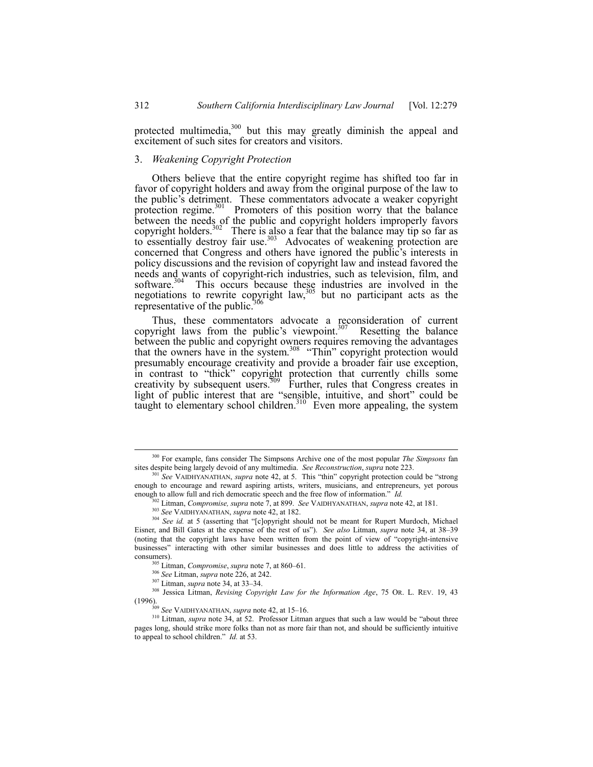protected multimedia,[300] but this may greatly diminish the appeal and excitement of such sites for creators and visitors.

### 3. *Weakening Copyright Protection*

Others believe that the entire copyright regime has shifted too far in favor of copyright holders and away from the original purpose of the law to the public's detriment. These commentators advocate a weaker copyright protection regime.[301] Promoters of this position worry that the balance between the needs of the public and copyright holders improperly favors copyright holders.[302] There is also a fear that the balance may tip so far as to essentially destroy fair use.[303] Advocates of weakening protection are concerned that Congress and others have ignored the public's interests in policy discussions and the revision of copyright law and instead favored the needs and wants of copyright-rich industries, such as television, film, and software.[304] This occurs because these industries are involved in the negotiations to rewrite copyright law,[305] but no participant acts as the representative of the public.[306]

Thus, these commentators advocate a reconsideration of current copyright laws from the public's viewpoint.[307] Resetting the balance between the public and copyright owners requires removing the advantages that the owners have in the system.[308] "Thin" copyright protection would presumably encourage creativity and provide a broader fair use exception, in contrast to "thick" copyright protection that currently chills some creativity by subsequent users.[309] Further, rules that Congress creates in light of public interest that are "sensible, intuitive, and short" could be taught to elementary school children.[310] Even more appealing, the system

---

[300] For example, fans consider The Simpsons Archive one of the most popular *The Simpsons* fan sites despite being largely devoid of any multimedia. *See Reconstruction*, *supra* note 223.

[301] *See* VAIDHYANATHAN, *supra* note 42, at 5. This "thin" copyright protection could be "strong enough to encourage and reward aspiring artists, writers, musicians, and entrepreneurs, yet porous enough to allow full and rich democratic speech and the free flow of information." *Id.*

[302] Litman, *Compromise, supra* note 7, at 899. *See* VAIDHYANATHAN, *supra* note 42, at 181.

[303] *See* VAIDHYANATHAN, *supra* note 42, at 182.

[304] *See id.* at 5 (asserting that "[c]opyright should not be meant for Rupert Murdoch, Michael Eisner, and Bill Gates at the expense of the rest of us"). *See also* Litman, *supra* note 34, at 38–39 (noting that the copyright laws have been written from the point of view of "copyright-intensive businesses" interacting with other similar businesses and does little to address the activities of consumers).

[305] Litman, *Compromise*, *supra* note 7, at 860–61.

[306] *See* Litman, *supra* note 226, at 242.

[307] Litman, *supra* note 34, at 33–34.

[308] Jessica Litman, *Revising Copyright Law for the Information Age*, 75 OR. L. REV. 19, 43 (1996).

[309] *See* VAIDHYANATHAN, *supra* note 42, at 15–16.

[310] Litman, *supra* note 34, at 52. Professor Litman argues that such a law would be "about three pages long, should strike more folks than not as more fair than not, and should be sufficiently intuitive to appeal to school children." *Id.* at 53.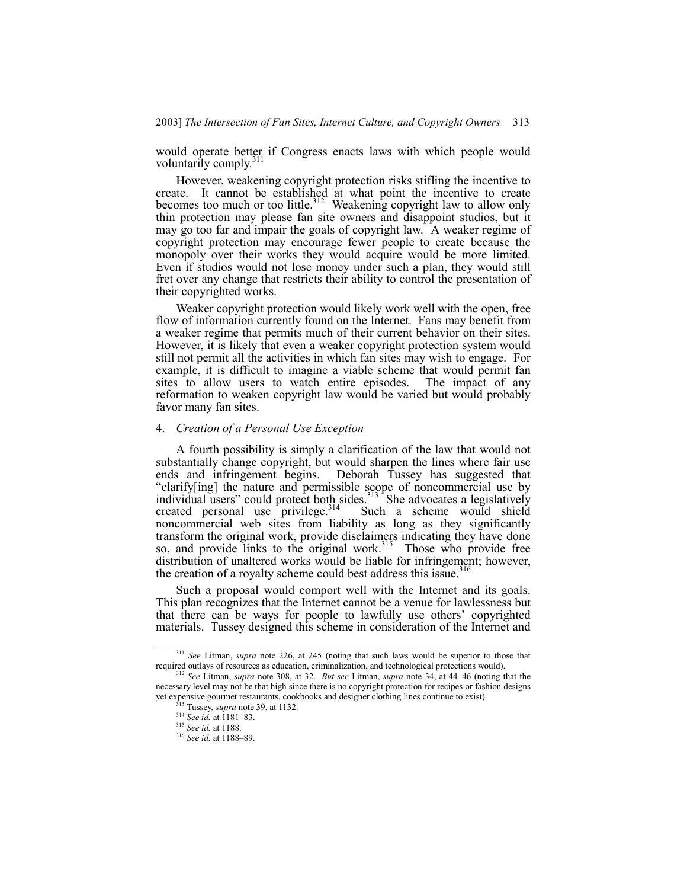would operate better if Congress enacts laws with which people would voluntarily comply.[311]

However, weakening copyright protection risks stifling the incentive to create. It cannot be established at what point the incentive to create becomes too much or too little.[312] Weakening copyright law to allow only thin protection may please fan site owners and disappoint studios, but it may go too far and impair the goals of copyright law. A weaker regime of copyright protection may encourage fewer people to create because the monopoly over their works they would acquire would be more limited. Even if studios would not lose money under such a plan, they would still fret over any change that restricts their ability to control the presentation of their copyrighted works.

Weaker copyright protection would likely work well with the open, free flow of information currently found on the Internet. Fans may benefit from a weaker regime that permits much of their current behavior on their sites. However, it is likely that even a weaker copyright protection system would still not permit all the activities in which fan sites may wish to engage. For example, it is difficult to imagine a viable scheme that would permit fan sites to allow users to watch entire episodes. The impact of any reformation to weaken copyright law would be varied but would probably favor many fan sites.

#### 4. *Creation of a Personal Use Exception*

A fourth possibility is simply a clarification of the law that would not substantially change copyright, but would sharpen the lines where fair use ends and infringement begins. Deborah Tussey has suggested that "clarify[ing] the nature and permissible scope of noncommercial use by individual users" could protect both sides.[313] She advocates a legislatively created personal use privilege.[314] Such a scheme would shield noncommercial web sites from liability as long as they significantly transform the original work, provide disclaimers indicating they have done so, and provide links to the original work.[315] Those who provide free distribution of unaltered works would be liable for infringement; however, the creation of a royalty scheme could best address this issue.[316]

Such a proposal would comport well with the Internet and its goals. This plan recognizes that the Internet cannot be a venue for lawlessness but that there can be ways for people to lawfully use others' copyrighted materials. Tussey designed this scheme in consideration of the Internet and

---

[311] *See* Litman, *supra* note 226, at 245 (noting that such laws would be superior to those that required outlays of resources as education, criminalization, and technological protections would).

[312] *See* Litman, *supra* note 308, at 32. *But see* Litman, *supra* note 34, at 44–46 (noting that the necessary level may not be that high since there is no copyright protection for recipes or fashion designs yet expensive gourmet restaurants, cookbooks and designer clothing lines continue to exist).

[313] Tussey, *supra* note 39, at 1132.

[314] *See id.* at 1181–83.

[315] *See id.* at 1188.

[316] *See id.* at 1188–89.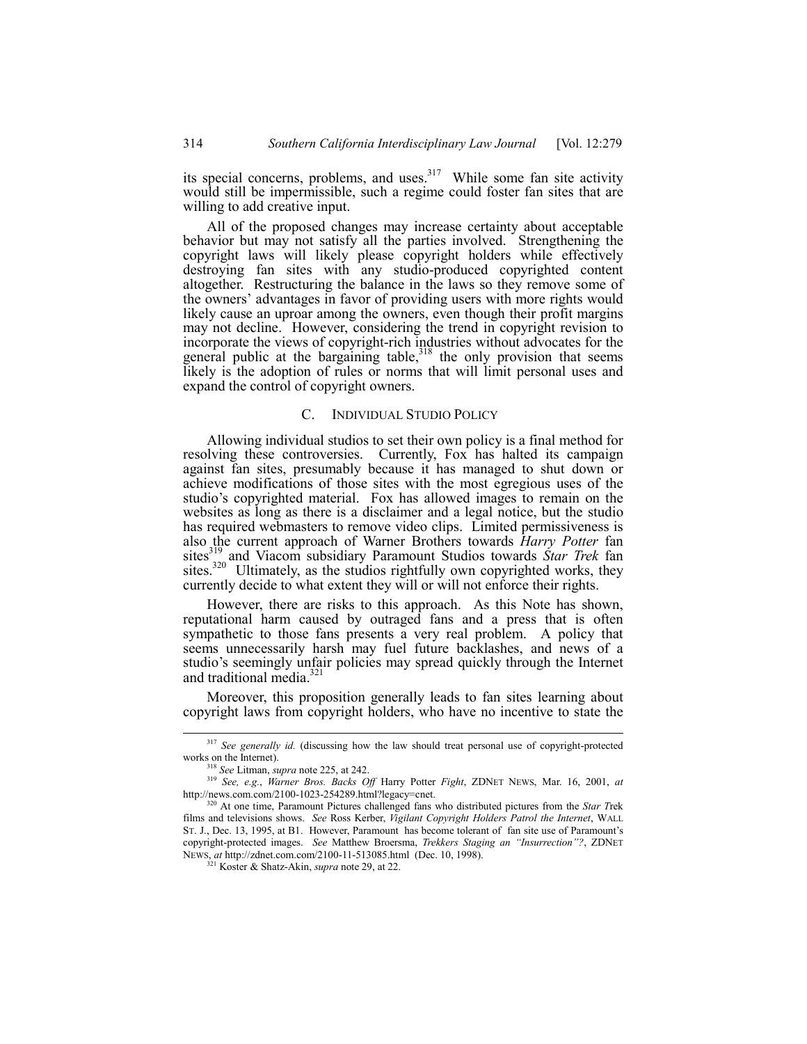its special concerns, problems, and uses.[317] While some fan site activity would still be impermissible, such a regime could foster fan sites that are willing to add creative input.

All of the proposed changes may increase certainty about acceptable behavior but may not satisfy all the parties involved. Strengthening the copyright laws will likely please copyright holders while effectively destroying fan sites with any studio-produced copyrighted content altogether. Restructuring the balance in the laws so they remove some of the owners' advantages in favor of providing users with more rights would likely cause an uproar among the owners, even though their profit margins may not decline. However, considering the trend in copyright revision to incorporate the views of copyright-rich industries without advocates for the general public at the bargaining table,[318] the only provision that seems likely is the adoption of rules or norms that will limit personal uses and expand the control of copyright owners.

### C. INDIVIDUAL STUDIO POLICY

Allowing individual studios to set their own policy is a final method for resolving these controversies. Currently, Fox has halted its campaign against fan sites, presumably because it has managed to shut down or achieve modifications of those sites with the most egregious uses of the studio's copyrighted material. Fox has allowed images to remain on the websites as long as there is a disclaimer and a legal notice, but the studio has required webmasters to remove video clips. Limited permissiveness is also the current approach of Warner Brothers towards *Harry Potter* fan sites[319] and Viacom subsidiary Paramount Studios towards *Star Trek* fan sites.[320] Ultimately, as the studios rightfully own copyrighted works, they currently decide to what extent they will or will not enforce their rights.

However, there are risks to this approach. As this Note has shown, reputational harm caused by outraged fans and a press that is often sympathetic to those fans presents a very real problem. A policy that seems unnecessarily harsh may fuel future backlashes, and news of a studio's seemingly unfair policies may spread quickly through the Internet and traditional media.[321]

Moreover, this proposition generally leads to fan sites learning about copyright laws from copyright holders, who have no incentive to state the

---

[317] *See generally id.* (discussing how the law should treat personal use of copyright-protected works on the Internet).

[318] *See* Litman, *supra* note 225, at 242.

[319] *See, e.g.*, *Warner Bros. Backs Off* Harry Potter *Fight*, ZDNET NEWS, Mar. 16, 2001, *at* http://news.com.com/2100-1023-254289.html?legacy=cnet.

[320] At one time, Paramount Pictures challenged fans who distributed pictures from the *Star Trek* films and televisions shows. *See* Ross Kerber, *Vigilant Copyright Holders Patrol the Internet*, WALL ST. J., Dec. 13, 1995, at B1. However, Paramount has become tolerant of fan site use of Paramount's copyright-protected images. *See* Matthew Broersma, *Trekkers Staging an "Insurrection"?*, ZDNET NEWS, *at* http://zdnet.com.com/2100-11-513085.html (Dec. 10, 1998).

[321] Koster & Shatz-Akin, *supra* note 29, at 22.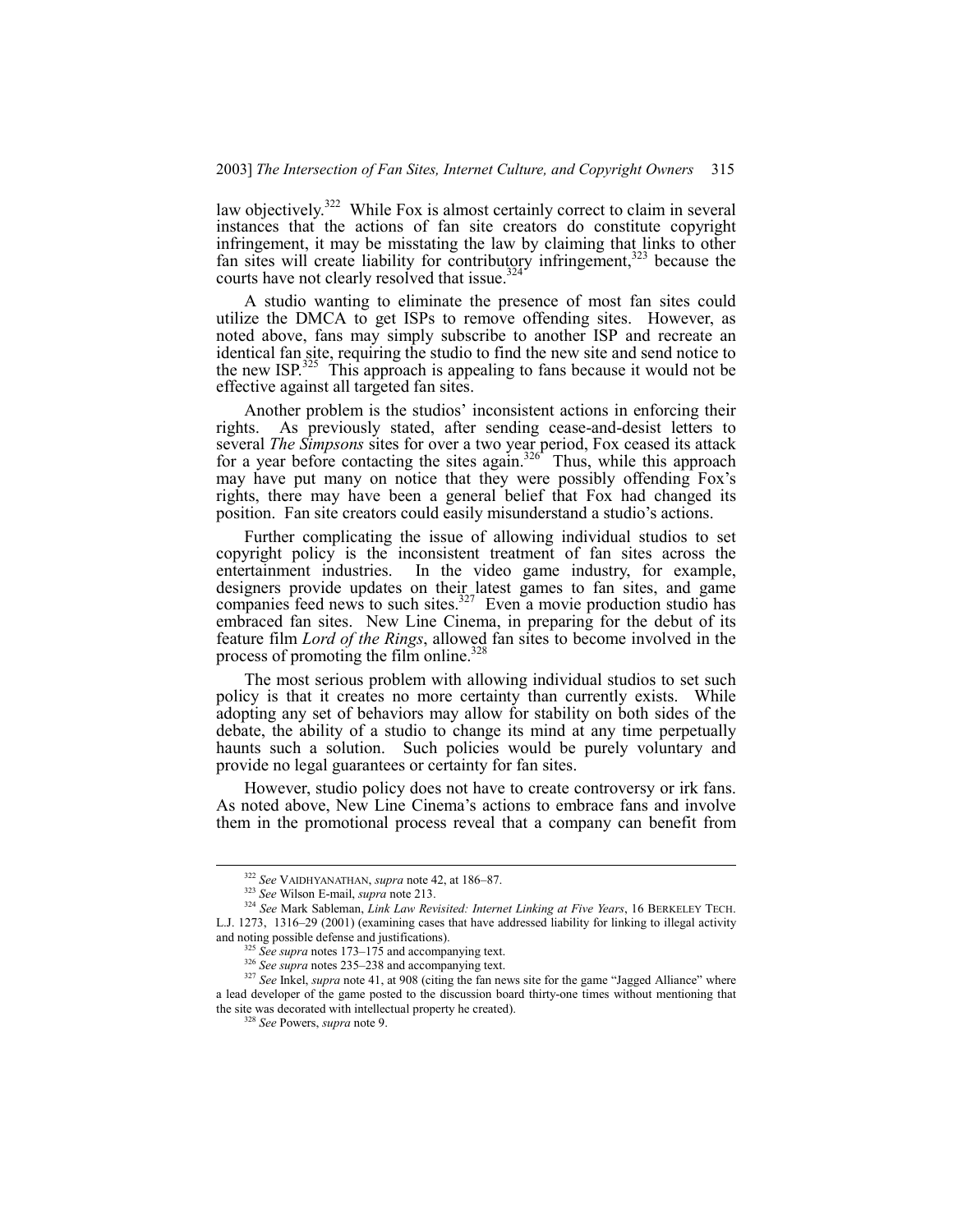law objectively.[322] While Fox is almost certainly correct to claim in several instances that the actions of fan site creators do constitute copyright infringement, it may be misstating the law by claiming that links to other fan sites will create liability for contributory infringement,[323] because the courts have not clearly resolved that issue.[324]

A studio wanting to eliminate the presence of most fan sites could utilize the DMCA to get ISPs to remove offending sites. However, as noted above, fans may simply subscribe to another ISP and recreate an identical fan site, requiring the studio to find the new site and send notice to the new ISP.[325] This approach is appealing to fans because it would not be effective against all targeted fan sites.

Another problem is the studios' inconsistent actions in enforcing their rights. As previously stated, after sending cease-and-desist letters to several *The Simpsons* sites for over a two year period, Fox ceased its attack for a year before contacting the sites again.[326] Thus, while this approach may have put many on notice that they were possibly offending Fox's rights, there may have been a general belief that Fox had changed its position. Fan site creators could easily misunderstand a studio's actions.

Further complicating the issue of allowing individual studios to set copyright policy is the inconsistent treatment of fan sites across the entertainment industries. In the video game industry, for example, designers provide updates on their latest games to fan sites, and game companies feed news to such sites.[327] Even a movie production studio has embraced fan sites. New Line Cinema, in preparing for the debut of its feature film *Lord of the Rings*, allowed fan sites to become involved in the process of promoting the film online.[328]

The most serious problem with allowing individual studios to set such policy is that it creates no more certainty than currently exists. While adopting any set of behaviors may allow for stability on both sides of the debate, the ability of a studio to change its mind at any time perpetually haunts such a solution. Such policies would be purely voluntary and provide no legal guarantees or certainty for fan sites.

However, studio policy does not have to create controversy or irk fans. As noted above, New Line Cinema's actions to embrace fans and involve them in the promotional process reveal that a company can benefit from

---

[322] *See* VAIDHYANATHAN, *supra* note 42, at 186–87.

[323] *See* Wilson E-mail, *supra* note 213.

[324] *See* Mark Sableman, *Link Law Revisited: Internet Linking at Five Years*, 16 BERKELEY TECH. L.J. 1273, 1316–29 (2001) (examining cases that have addressed liability for linking to illegal activity and noting possible defense and justifications).

[325] *See supra* notes 173–175 and accompanying text.

[326] *See supra* notes 235–238 and accompanying text.

[327] *See* Inkel, *supra* note 41, at 908 (citing the fan news site for the game "Jagged Alliance" where a lead developer of the game posted to the discussion board thirty-one times without mentioning that the site was decorated with intellectual property he created).

[328] *See* Powers, *supra* note 9.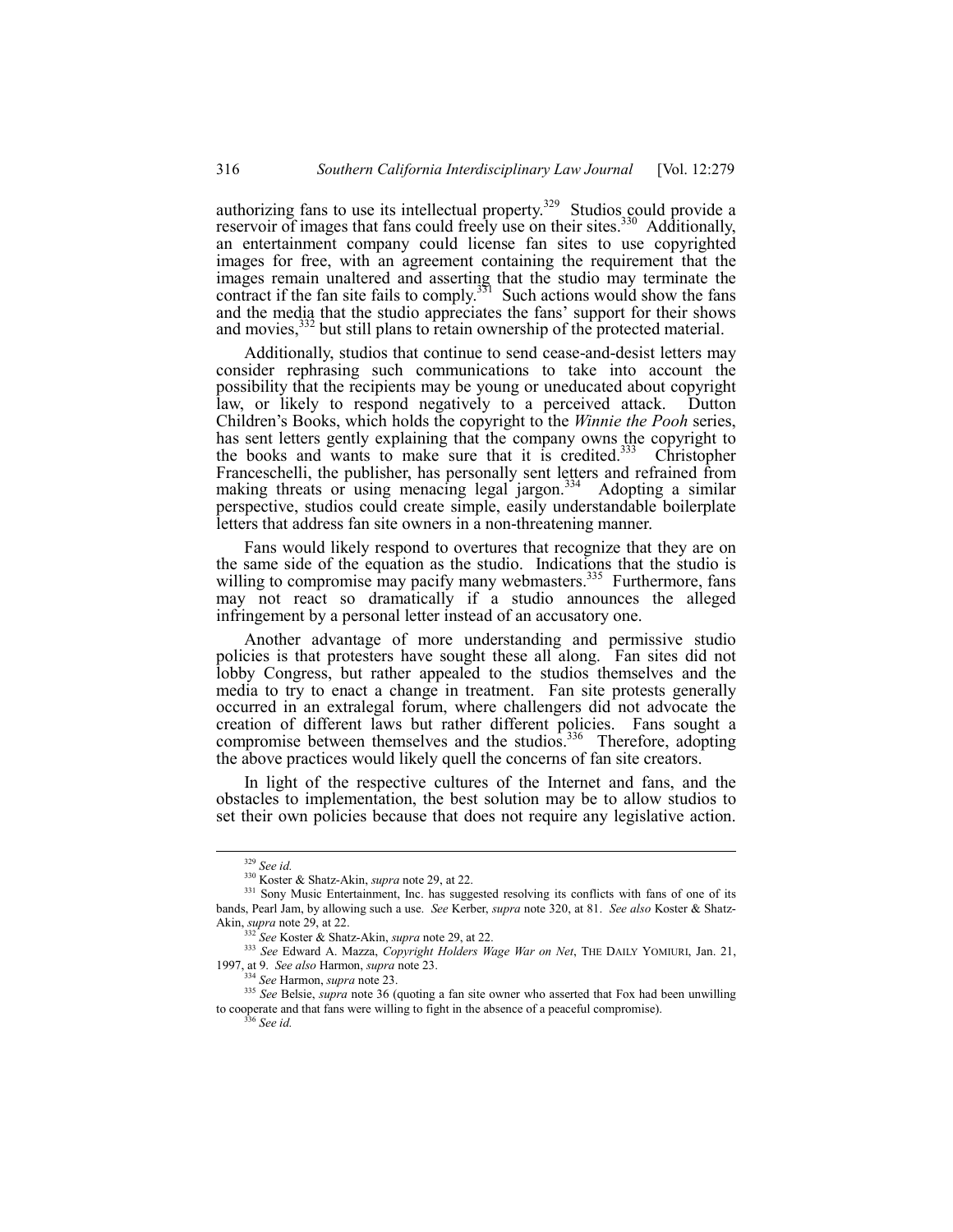authorizing fans to use its intellectual property.[329] Studios could provide a reservoir of images that fans could freely use on their sites.[330] Additionally, an entertainment company could license fan sites to use copyrighted images for free, with an agreement containing the requirement that the images remain unaltered and asserting that the studio may terminate the contract if the fan site fails to comply.[331] Such actions would show the fans and the media that the studio appreciates the fans' support for their shows and movies,[332] but still plans to retain ownership of the protected material.

Additionally, studios that continue to send cease-and-desist letters may consider rephrasing such communications to take into account the possibility that the recipients may be young or uneducated about copyright law, or likely to respond negatively to a perceived attack. Dutton Children's Books, which holds the copyright to the *Winnie the Pooh* series, has sent letters gently explaining that the company owns the copyright to the books and wants to make sure that it is credited.[333] Christopher Franceschelli, the publisher, has personally sent letters and refrained from making threats or using menacing legal jargon.[334] Adopting a similar perspective, studios could create simple, easily understandable boilerplate letters that address fan site owners in a non-threatening manner.

Fans would likely respond to overtures that recognize that they are on the same side of the equation as the studio. Indications that the studio is willing to compromise may pacify many webmasters.[335] Furthermore, fans may not react so dramatically if a studio announces the alleged infringement by a personal letter instead of an accusatory one.

Another advantage of more understanding and permissive studio policies is that protesters have sought these all along. Fan sites did not lobby Congress, but rather appealed to the studios themselves and the media to try to enact a change in treatment. Fan site protests generally occurred in an extralegal forum, where challengers did not advocate the creation of different laws but rather different policies. Fans sought a compromise between themselves and the studios.[336] Therefore, adopting the above practices would likely quell the concerns of fan site creators.

In light of the respective cultures of the Internet and fans, and the obstacles to implementation, the best solution may be to allow studios to set their own policies because that does not require any legislative action.

---

[329] *See id.*

[330] Koster & Shatz-Akin, *supra* note 29, at 22.

[331] Sony Music Entertainment, Inc. has suggested resolving its conflicts with fans of one of its bands, Pearl Jam, by allowing such a use. *See* Kerber, *supra* note 320, at 81. *See also* Koster & Shatz-Akin, *supra* note 29, at 22.

[332] *See* Koster & Shatz-Akin, *supra* note 29, at 22.

[333] *See* Edward A. Mazza, *Copyright Holders Wage War on Net*, THE DAILY YOMIURI, Jan. 21, 1997, at 9. *See also* Harmon, *supra* note 23.

[334] *See* Harmon, *supra* note 23.

[335] *See* Belsie, *supra* note 36 (quoting a fan site owner who asserted that Fox had been unwilling to cooperate and that fans were willing to fight in the absence of a peaceful compromise).

[336] *See id.*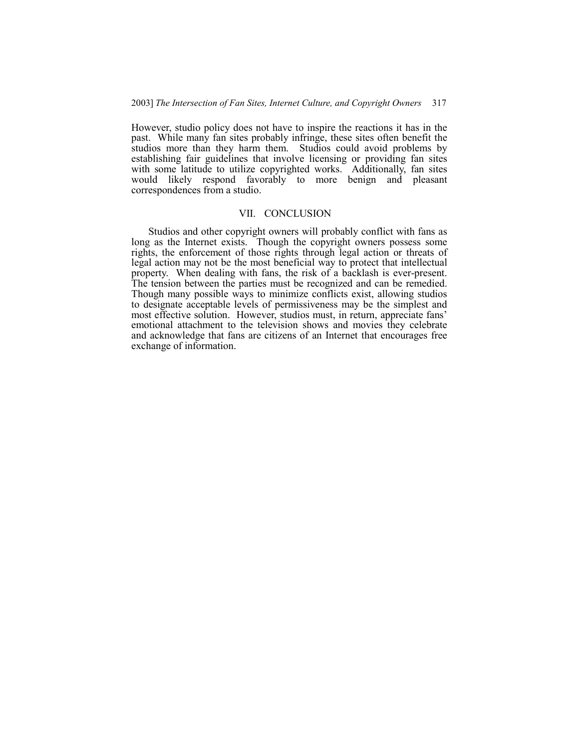However, studio policy does not have to inspire the reactions it has in the past. While many fan sites probably infringe, these sites often benefit the studios more than they harm them. Studios could avoid problems by establishing fair guidelines that involve licensing or providing fan sites with some latitude to utilize copyrighted works. Additionally, fan sites would likely respond favorably to more benign and pleasant correspondences from a studio.

## VII. CONCLUSION

Studios and other copyright owners will probably conflict with fans as long as the Internet exists. Though the copyright owners possess some rights, the enforcement of those rights through legal action or threats of legal action may not be the most beneficial way to protect that intellectual property. When dealing with fans, the risk of a backlash is ever-present. The tension between the parties must be recognized and can be remedied. Though many possible ways to minimize conflicts exist, allowing studios to designate acceptable levels of permissiveness may be the simplest and most effective solution. However, studios must, in return, appreciate fans' emotional attachment to the television shows and movies they celebrate and acknowledge that fans are citizens of an Internet that encourages free exchange of information.